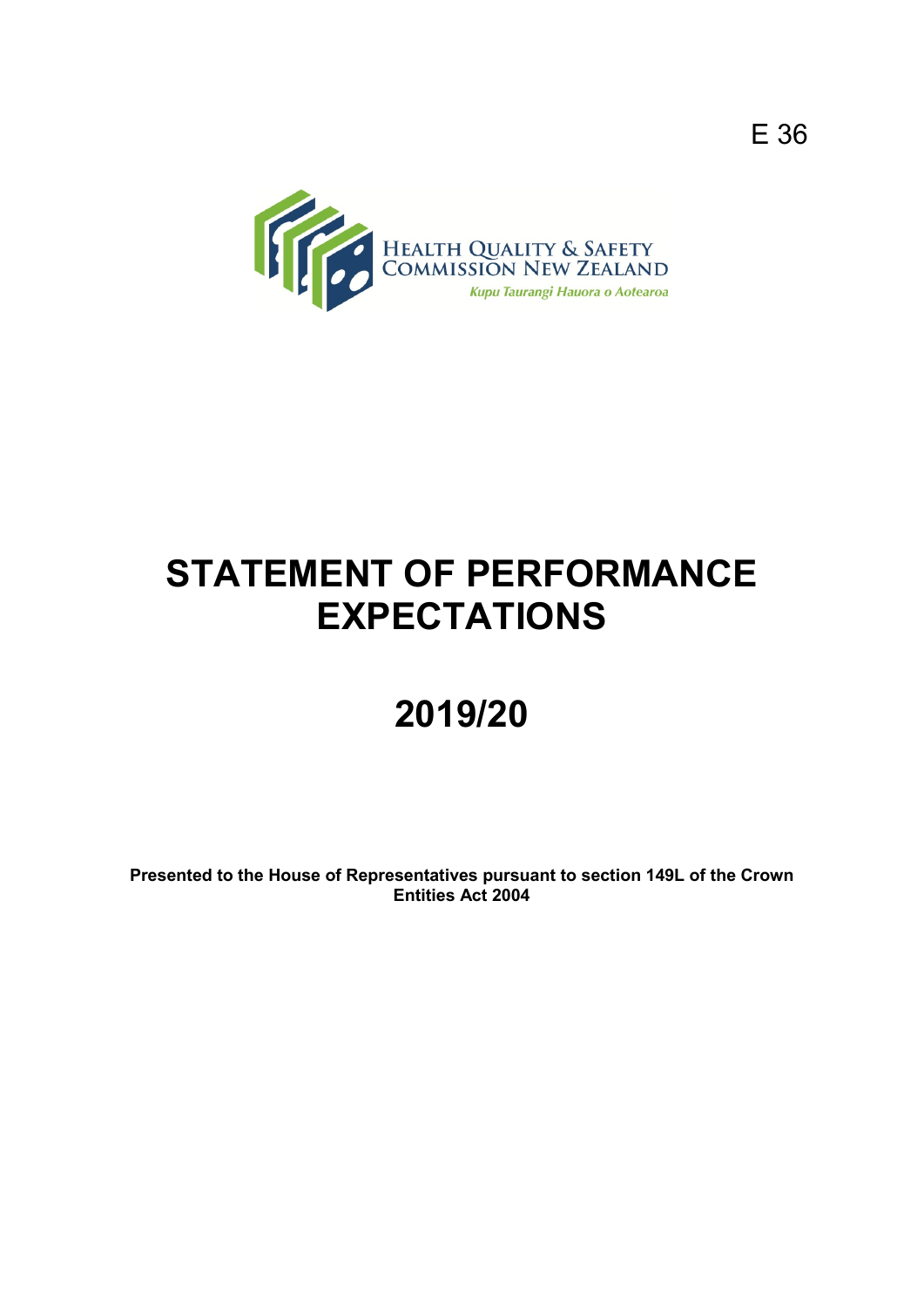E 36

HEALTH QUALITY & SAFETY COMMISSION NEW ZEALAND

*Kupu Taurangi Hauora o Aotearoa*

# STATEMENT OF PERFORMANCE EXPECTATIONS

# 2019/20

**Presented to the House of Representatives pursuant to section 149L of the Crown Entities Act 2004**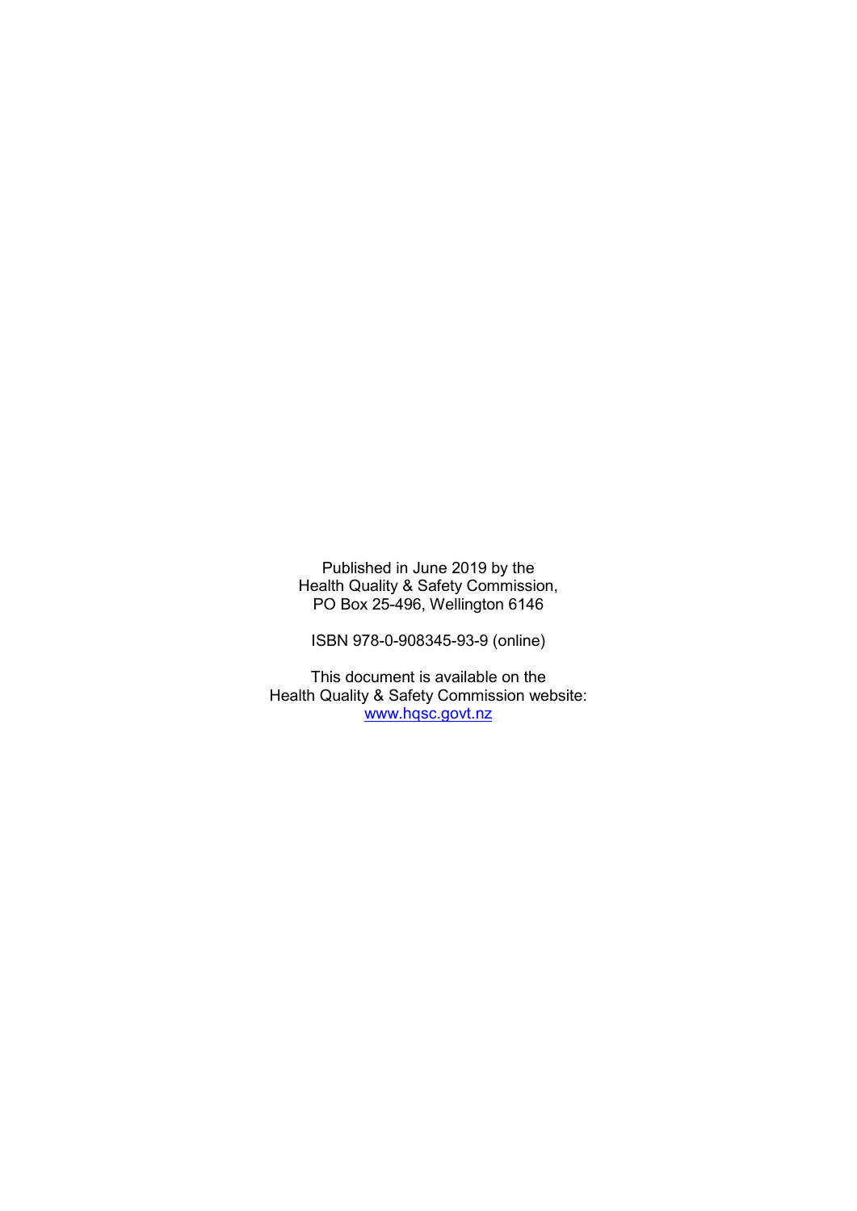Published in June 2019 by the
Health Quality & Safety Commission,
PO Box 25-496, Wellington 6146

ISBN 978-0-908345-93-9 (online)

This document is available on the
Health Quality & Safety Commission website:
[www.hqsc.govt.nz](http://www.hqsc.govt.nz)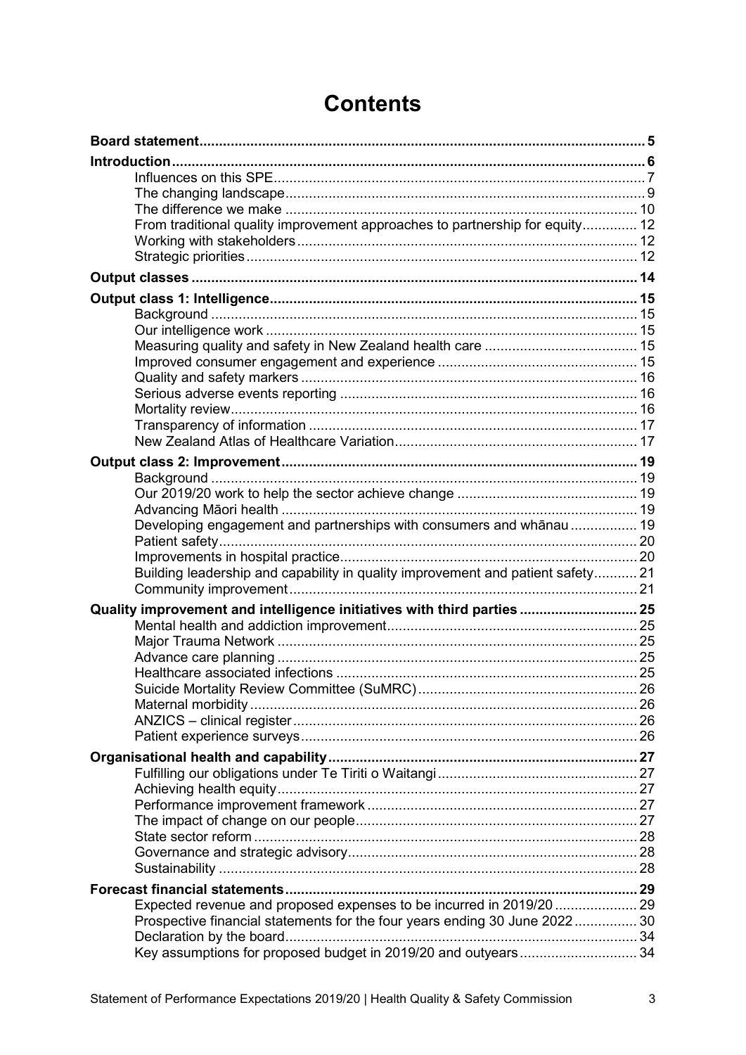# Contents

| | |
|---|---|
| **Board statement** | **5** |
| **Introduction** | **6** |
| Influences on this SPE | 7 |
| The changing landscape | 9 |
| The difference we make | 10 |
| From traditional quality improvement approaches to partnership for equity | 12 |
| Working with stakeholders | 12 |
| Strategic priorities | 12 |
| **Output classes** | **14** |
| **Output class 1: Intelligence** | **15** |
| Background | 15 |
| Our intelligence work | 15 |
| Measuring quality and safety in New Zealand health care | 15 |
| Improved consumer engagement and experience | 15 |
| Quality and safety markers | 16 |
| Serious adverse events reporting | 16 |
| Mortality review | 16 |
| Transparency of information | 17 |
| New Zealand Atlas of Healthcare Variation | 17 |
| **Output class 2: Improvement** | **19** |
| Background | 19 |
| Our 2019/20 work to help the sector achieve change | 19 |
| Advancing Māori health | 19 |
| Developing engagement and partnerships with consumers and whānau | 19 |
| Patient safety | 20 |
| Improvements in hospital practice | 20 |
| Building leadership and capability in quality improvement and patient safety | 21 |
| Community improvement | 21 |
| **Quality improvement and intelligence initiatives with third parties** | **25** |
| Mental health and addiction improvement | 25 |
| Major Trauma Network | 25 |
| Advance care planning | 25 |
| Healthcare associated infections | 25 |
| Suicide Mortality Review Committee (SuMRC) | 26 |
| Maternal morbidity | 26 |
| ANZICS – clinical register | 26 |
| Patient experience surveys | 26 |
| **Organisational health and capability** | **27** |
| Fulfilling our obligations under Te Tiriti o Waitangi | 27 |
| Achieving health equity | 27 |
| Performance improvement framework | 27 |
| The impact of change on our people | 27 |
| State sector reform | 28 |
| Governance and strategic advisory | 28 |
| Sustainability | 28 |
| **Forecast financial statements** | **29** |
| Expected revenue and proposed expenses to be incurred in 2019/20 | 29 |
| Prospective financial statements for the four years ending 30 June 2022 | 30 |
| Declaration by the board | 34 |
| Key assumptions for proposed budget in 2019/20 and outyears | 34 |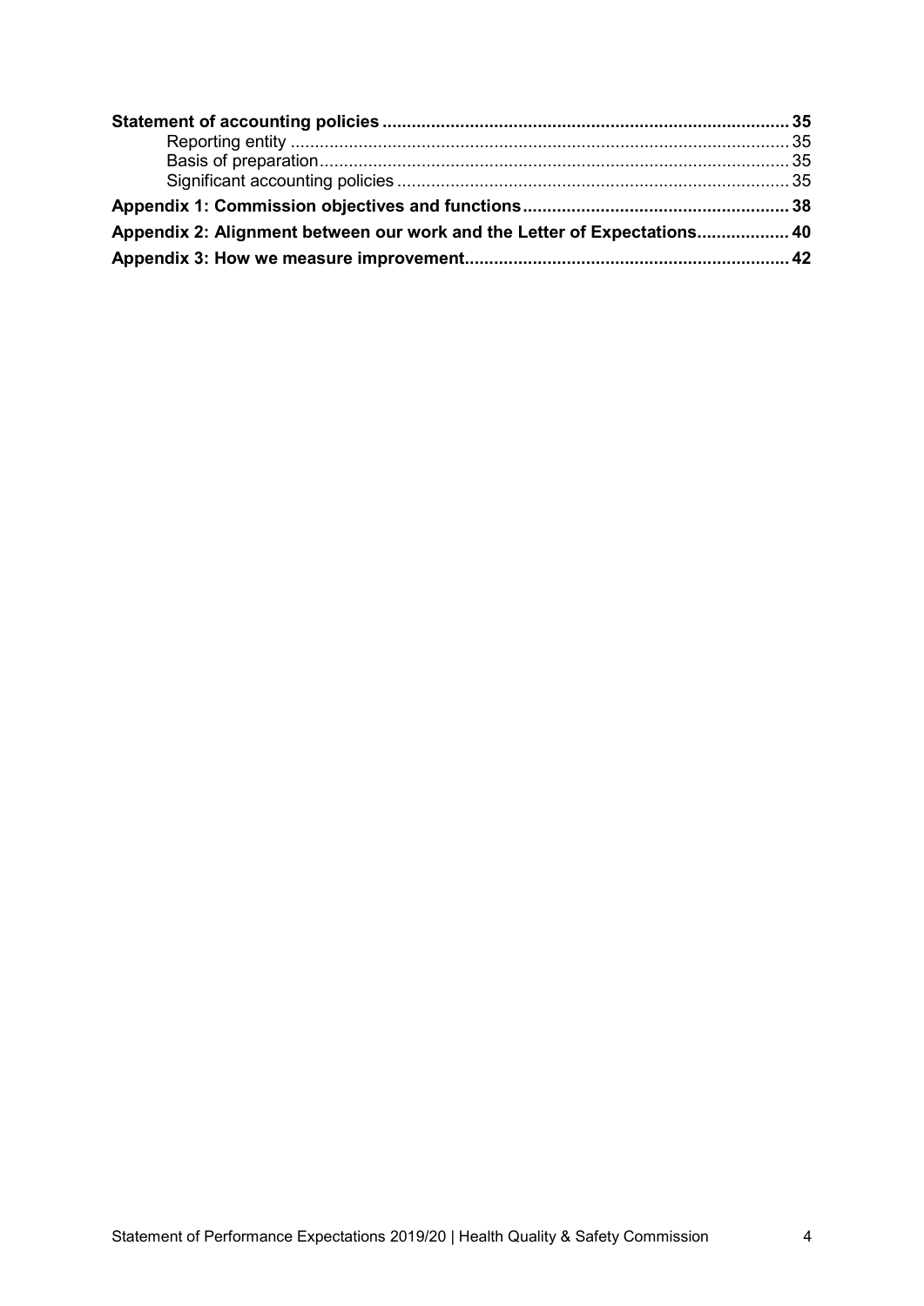**Statement of accounting policies** .................................................................................. **35**

Reporting entity ...................................................................................................... 35

Basis of preparation ................................................................................................ 35

Significant accounting policies ................................................................................ 35

**Appendix 1: Commission objectives and functions** ...................................................... **38**

**Appendix 2: Alignment between our work and the Letter of Expectations** .................. **40**

**Appendix 3: How we measure improvement** .................................................................. **42**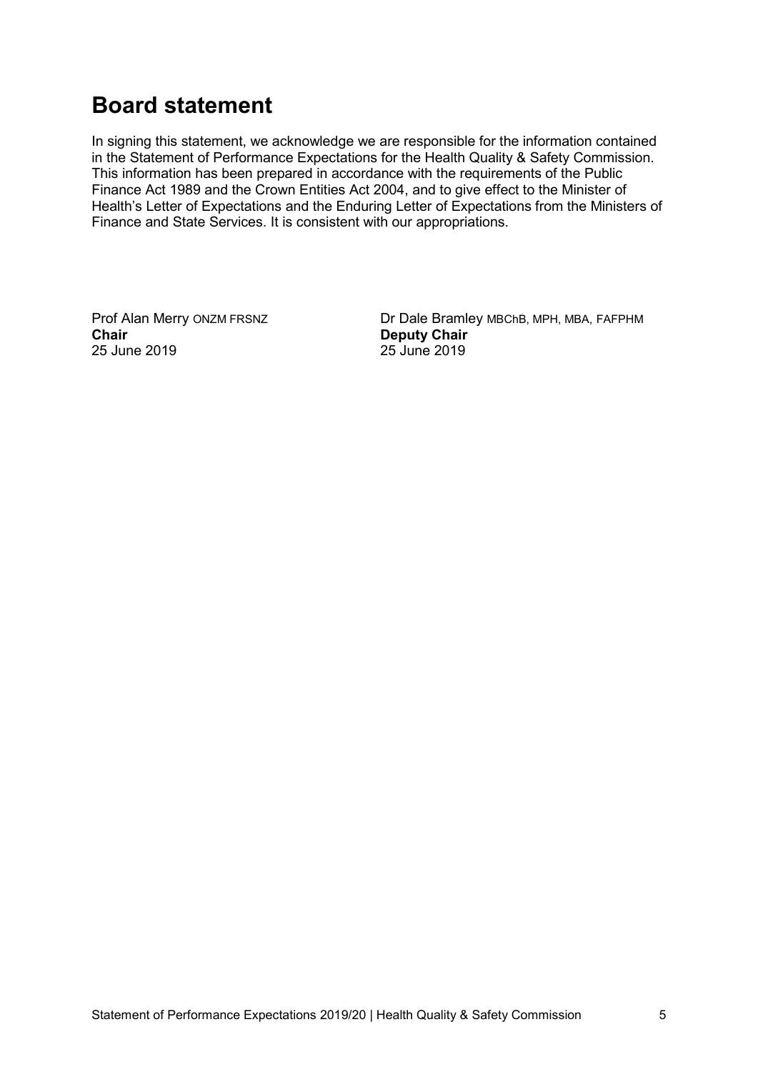# Board statement

In signing this statement, we acknowledge we are responsible for the information contained in the Statement of Performance Expectations for the Health Quality & Safety Commission. This information has been prepared in accordance with the requirements of the Public Finance Act 1989 and the Crown Entities Act 2004, and to give effect to the Minister of Health's Letter of Expectations and the Enduring Letter of Expectations from the Ministers of Finance and State Services. It is consistent with our appropriations.

Prof Alan Merry ONZM FRSNZ
**Chair**
25 June 2019

Dr Dale Bramley MBChB, MPH, MBA, FAFPHM
**Deputy Chair**
25 June 2019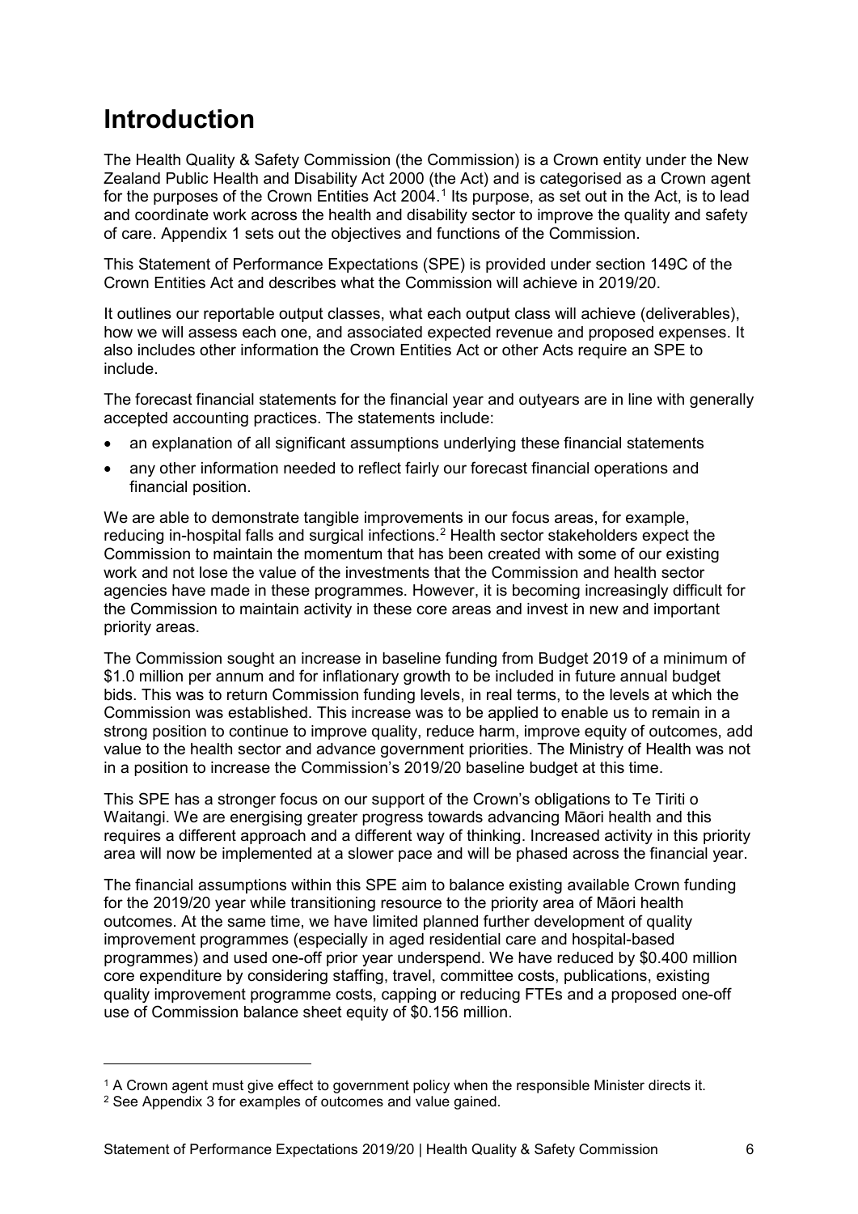# Introduction

The Health Quality & Safety Commission (the Commission) is a Crown entity under the New Zealand Public Health and Disability Act 2000 (the Act) and is categorised as a Crown agent for the purposes of the Crown Entities Act 2004.[1] Its purpose, as set out in the Act, is to lead and coordinate work across the health and disability sector to improve the quality and safety of care. Appendix 1 sets out the objectives and functions of the Commission.

This Statement of Performance Expectations (SPE) is provided under section 149C of the Crown Entities Act and describes what the Commission will achieve in 2019/20.

It outlines our reportable output classes, what each output class will achieve (deliverables), how we will assess each one, and associated expected revenue and proposed expenses. It also includes other information the Crown Entities Act or other Acts require an SPE to include.

The forecast financial statements for the financial year and outyears are in line with generally accepted accounting practices. The statements include:

- an explanation of all significant assumptions underlying these financial statements
- any other information needed to reflect fairly our forecast financial operations and financial position.

We are able to demonstrate tangible improvements in our focus areas, for example, reducing in-hospital falls and surgical infections.[2] Health sector stakeholders expect the Commission to maintain the momentum that has been created with some of our existing work and not lose the value of the investments that the Commission and health sector agencies have made in these programmes. However, it is becoming increasingly difficult for the Commission to maintain activity in these core areas and invest in new and important priority areas.

The Commission sought an increase in baseline funding from Budget 2019 of a minimum of $1.0 million per annum and for inflationary growth to be included in future annual budget bids. This was to return Commission funding levels, in real terms, to the levels at which the Commission was established. This increase was to be applied to enable us to remain in a strong position to continue to improve quality, reduce harm, improve equity of outcomes, add value to the health sector and advance government priorities. The Ministry of Health was not in a position to increase the Commission's 2019/20 baseline budget at this time.

This SPE has a stronger focus on our support of the Crown's obligations to Te Tiriti o Waitangi. We are energising greater progress towards advancing Māori health and this requires a different approach and a different way of thinking. Increased activity in this priority area will now be implemented at a slower pace and will be phased across the financial year.

The financial assumptions within this SPE aim to balance existing available Crown funding for the 2019/20 year while transitioning resource to the priority area of Māori health outcomes. At the same time, we have limited planned further development of quality improvement programmes (especially in aged residential care and hospital-based programmes) and used one-off prior year underspend. We have reduced by $0.400 million core expenditure by considering staffing, travel, committee costs, publications, existing quality improvement programme costs, capping or reducing FTEs and a proposed one-off use of Commission balance sheet equity of $0.156 million.

---

[1] A Crown agent must give effect to government policy when the responsible Minister directs it.

[2] See Appendix 3 for examples of outcomes and value gained.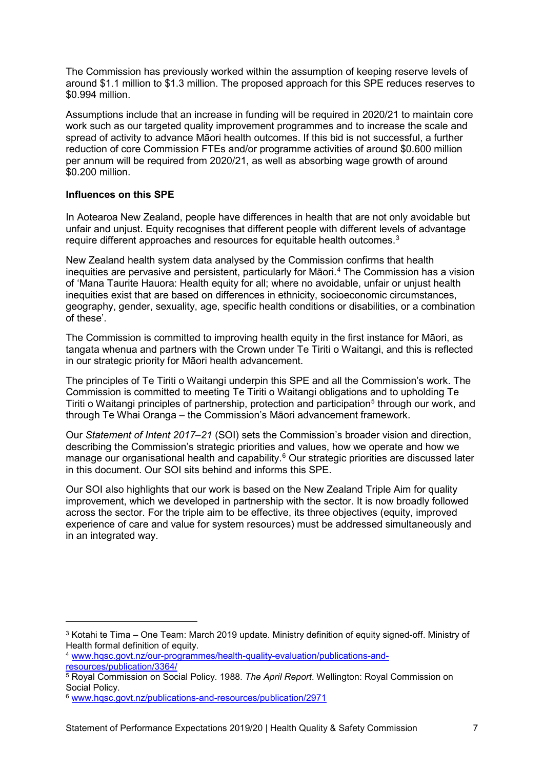The Commission has previously worked within the assumption of keeping reserve levels of around $1.1 million to $1.3 million. The proposed approach for this SPE reduces reserves to $0.994 million.

Assumptions include that an increase in funding will be required in 2020/21 to maintain core work such as our targeted quality improvement programmes and to increase the scale and spread of activity to advance Māori health outcomes. If this bid is not successful, a further reduction of core Commission FTEs and/or programme activities of around $0.600 million per annum will be required from 2020/21, as well as absorbing wage growth of around $0.200 million.

**Influences on this SPE**

In Aotearoa New Zealand, people have differences in health that are not only avoidable but unfair and unjust. Equity recognises that different people with different levels of advantage require different approaches and resources for equitable health outcomes.[3]

New Zealand health system data analysed by the Commission confirms that health inequities are pervasive and persistent, particularly for Māori.[4] The Commission has a vision of 'Mana Taurite Hauora: Health equity for all; where no avoidable, unfair or unjust health inequities exist that are based on differences in ethnicity, socioeconomic circumstances, geography, gender, sexuality, age, specific health conditions or disabilities, or a combination of these'.

The Commission is committed to improving health equity in the first instance for Māori, as tangata whenua and partners with the Crown under Te Tiriti o Waitangi, and this is reflected in our strategic priority for Māori health advancement.

The principles of Te Tiriti o Waitangi underpin this SPE and all the Commission's work. The Commission is committed to meeting Te Tiriti o Waitangi obligations and to upholding Te Tiriti o Waitangi principles of partnership, protection and participation[5] through our work, and through Te Whai Oranga – the Commission's Māori advancement framework.

Our *Statement of Intent 2017–21* (SOI) sets the Commission's broader vision and direction, describing the Commission's strategic priorities and values, how we operate and how we manage our organisational health and capability.[6] Our strategic priorities are discussed later in this document. Our SOI sits behind and informs this SPE.

Our SOI also highlights that our work is based on the New Zealand Triple Aim for quality improvement, which we developed in partnership with the sector. It is now broadly followed across the sector. For the triple aim to be effective, its three objectives (equity, improved experience of care and value for system resources) must be addressed simultaneously and in an integrated way.

---

[3] Kotahi te Tima – One Team: March 2019 update. Ministry definition of equity signed-off. Ministry of Health formal definition of equity.

[4] www.hqsc.govt.nz/our-programmes/health-quality-evaluation/publications-and-resources/publication/3364/

[5] Royal Commission on Social Policy. 1988. *The April Report*. Wellington: Royal Commission on Social Policy.

[6] www.hqsc.govt.nz/publications-and-resources/publication/2971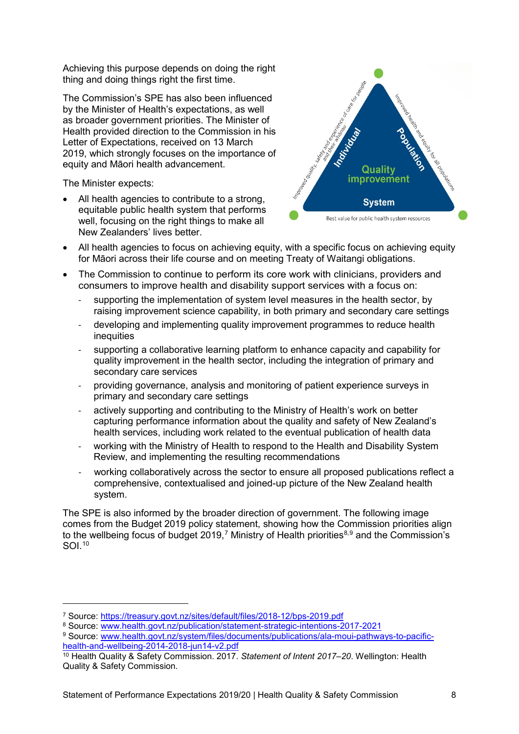Achieving this purpose depends on doing the right thing and doing things right the first time.

The Commission's SPE has also been influenced by the Minister of Health's expectations, as well as broader government priorities. The Minister of Health provided direction to the Commission in his Letter of Expectations, received on 13 March 2019, which strongly focuses on the importance of equity and Māori health advancement.

The Minister expects:

- All health agencies to contribute to a strong, equitable public health system that performs well, focusing on the right things to make all New Zealanders' lives better.
- All health agencies to focus on achieving equity, with a specific focus on achieving equity for Māori across their life course and on meeting Treaty of Waitangi obligations.
- The Commission to continue to perform its core work with clinicians, providers and consumers to improve health and disability support services with a focus on:
  - supporting the implementation of system level measures in the health sector, by raising improvement science capability, in both primary and secondary care settings
  - developing and implementing quality improvement programmes to reduce health inequities
  - supporting a collaborative learning platform to enhance capacity and capability for quality improvement in the health sector, including the integration of primary and secondary care services
  - providing governance, analysis and monitoring of patient experience surveys in primary and secondary care settings
  - actively supporting and contributing to the Ministry of Health's work on better capturing performance information about the quality and safety of New Zealand's health services, including work related to the eventual publication of health data
  - working with the Ministry of Health to respond to the Health and Disability System Review, and implementing the resulting recommendations
  - working collaboratively across the sector to ensure all proposed publications reflect a comprehensive, contextualised and joined-up picture of the New Zealand health system.

The SPE is also informed by the broader direction of government. The following image comes from the Budget 2019 policy statement, showing how the Commission priorities align to the wellbeing focus of budget 2019,[7] Ministry of Health priorities[8,9] and the Commission's SOI.[10]

---

[7] Source: https://treasury.govt.nz/sites/default/files/2018-12/bps-2019.pdf

[8] Source: www.health.govt.nz/publication/statement-strategic-intentions-2017-2021

[9] Source: www.health.govt.nz/system/files/documents/publications/ala-moui-pathways-to-pacific-health-and-wellbeing-2014-2018-jun14-v2.pdf

[10] Health Quality & Safety Commission. 2017. *Statement of Intent 2017–20*. Wellington: Health Quality & Safety Commission.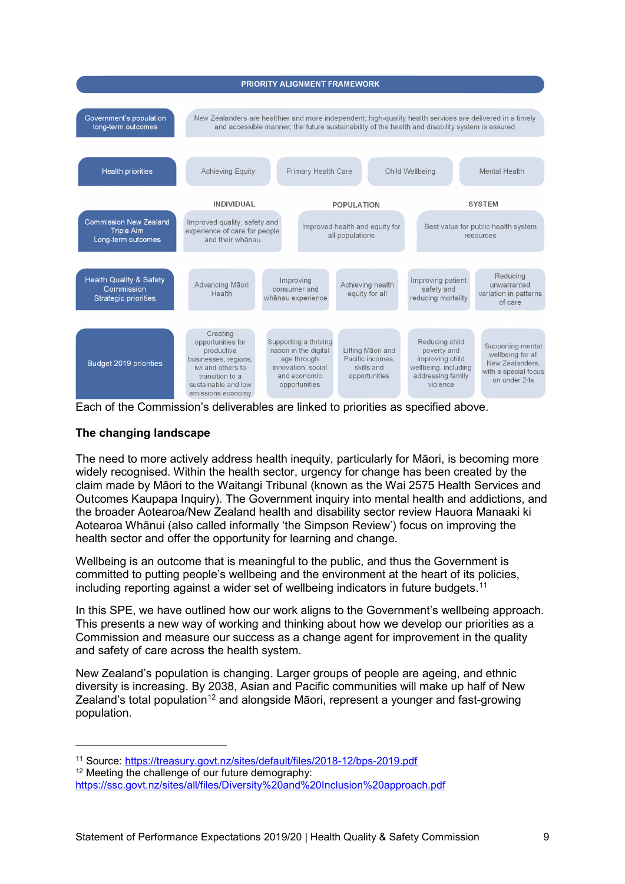| PRIORITY ALIGNMENT FRAMEWORK | | | | | | |
|---|---|---|---|---|---|---|
| Government's population long-term outcomes | New Zealanders are healthier and more independent; high-quality health services are delivered in a timely and accessible manner; the future sustainability of the health and disability system is assured | | | | | |
| Health priorities | Achieving Equity | Primary Health Care | Child Wellbeing | Mental Health | | |
| | INDIVIDUAL | POPULATION | SYSTEM | | | |
| Commission New Zealand Triple Aim Long-term outcomes | Improved quality, safety and experience of care for people and their whānau | Improved health and equity for all populations | Best value for public health system resources | | | |
| Health Quality & Safety Commission Strategic priorities | Advancing Māori Health | Improving consumer and whānau experience | Achieving health equity for all | Improving patient safety and reducing mortality | Reducing unwarranted variation in patterns of care | |
| Budget 2019 priorities | Creating opportunities for productive businesses, regions, iwi and others to transition to a sustainable and low emissions economy | Supporting a thriving nation in the digital age through innovation, social and economic opportunities | Lifting Māori and Pacific incomes, skills and opportunities | Reducing child poverty and improving child wellbeing, including addressing family violence | Supporting mental wellbeing for all New Zealanders, with a special focus on under 24s | |

Each of the Commission's deliverables are linked to priorities as specified above.

**The changing landscape**

The need to more actively address health inequity, particularly for Māori, is becoming more widely recognised. Within the health sector, urgency for change has been created by the claim made by Māori to the Waitangi Tribunal (known as the Wai 2575 Health Services and Outcomes Kaupapa Inquiry). The Government inquiry into mental health and addictions, and the broader Aotearoa/New Zealand health and disability sector review Hauora Manaaki ki Aotearoa Whānui (also called informally 'the Simpson Review') focus on improving the health sector and offer the opportunity for learning and change.

Wellbeing is an outcome that is meaningful to the public, and thus the Government is committed to putting people's wellbeing and the environment at the heart of its policies, including reporting against a wider set of wellbeing indicators in future budgets.[11]

In this SPE, we have outlined how our work aligns to the Government's wellbeing approach. This presents a new way of working and thinking about how we develop our priorities as a Commission and measure our success as a change agent for improvement in the quality and safety of care across the health system.

New Zealand's population is changing. Larger groups of people are ageing, and ethnic diversity is increasing. By 2038, Asian and Pacific communities will make up half of New Zealand's total population[12] and alongside Māori, represent a younger and fast-growing population.

---

[11] Source: https://treasury.govt.nz/sites/default/files/2018-12/bps-2019.pdf

[12] Meeting the challenge of our future demography: https://ssc.govt.nz/sites/all/files/Diversity%20and%20Inclusion%20approach.pdf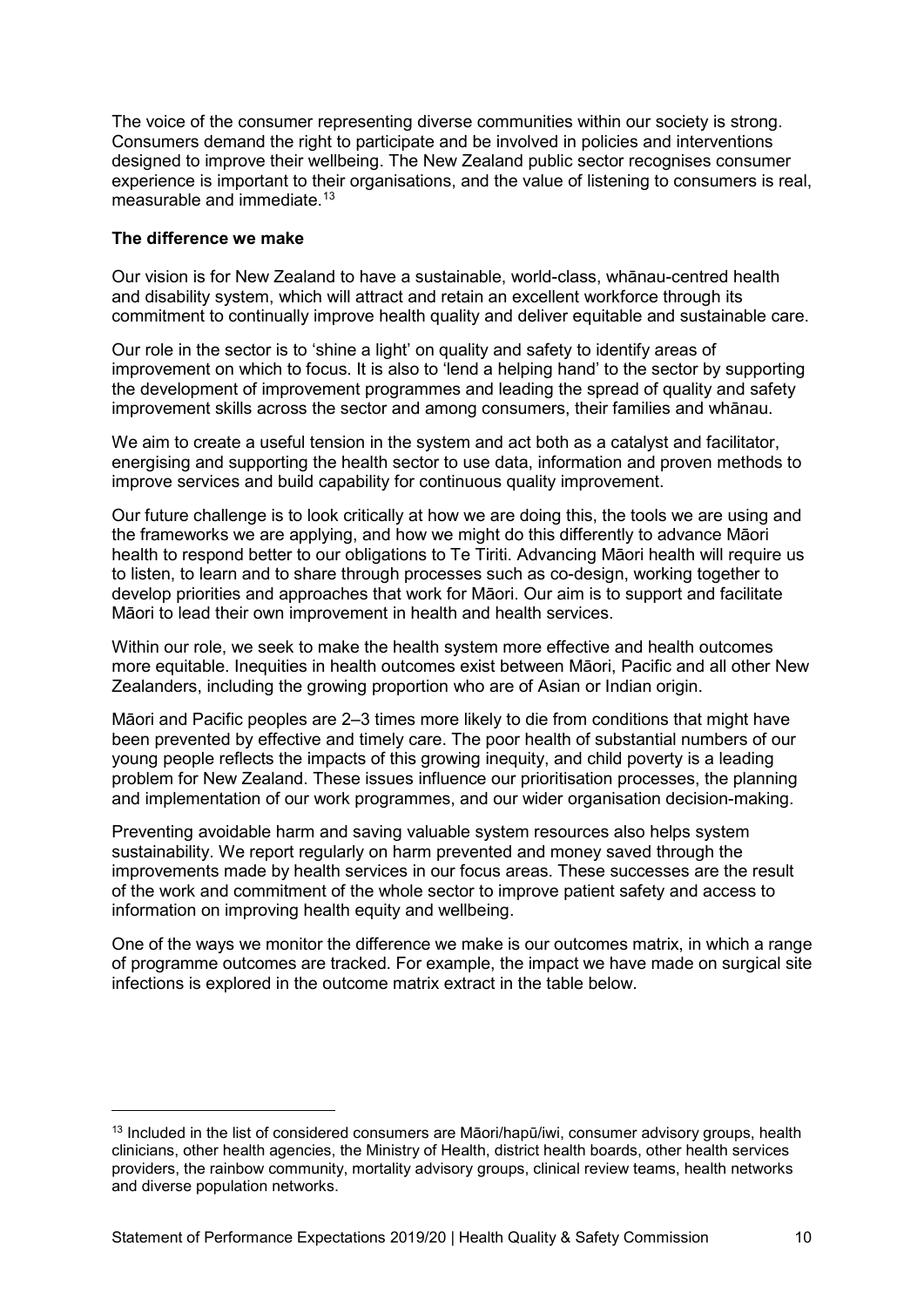The voice of the consumer representing diverse communities within our society is strong. Consumers demand the right to participate and be involved in policies and interventions designed to improve their wellbeing. The New Zealand public sector recognises consumer experience is important to their organisations, and the value of listening to consumers is real, measurable and immediate.[13]

**The difference we make**

Our vision is for New Zealand to have a sustainable, world-class, whānau-centred health and disability system, which will attract and retain an excellent workforce through its commitment to continually improve health quality and deliver equitable and sustainable care.

Our role in the sector is to 'shine a light' on quality and safety to identify areas of improvement on which to focus. It is also to 'lend a helping hand' to the sector by supporting the development of improvement programmes and leading the spread of quality and safety improvement skills across the sector and among consumers, their families and whānau.

We aim to create a useful tension in the system and act both as a catalyst and facilitator, energising and supporting the health sector to use data, information and proven methods to improve services and build capability for continuous quality improvement.

Our future challenge is to look critically at how we are doing this, the tools we are using and the frameworks we are applying, and how we might do this differently to advance Māori health to respond better to our obligations to Te Tiriti. Advancing Māori health will require us to listen, to learn and to share through processes such as co-design, working together to develop priorities and approaches that work for Māori. Our aim is to support and facilitate Māori to lead their own improvement in health and health services.

Within our role, we seek to make the health system more effective and health outcomes more equitable. Inequities in health outcomes exist between Māori, Pacific and all other New Zealanders, including the growing proportion who are of Asian or Indian origin.

Māori and Pacific peoples are 2–3 times more likely to die from conditions that might have been prevented by effective and timely care. The poor health of substantial numbers of our young people reflects the impacts of this growing inequity, and child poverty is a leading problem for New Zealand. These issues influence our prioritisation processes, the planning and implementation of our work programmes, and our wider organisation decision-making.

Preventing avoidable harm and saving valuable system resources also helps system sustainability. We report regularly on harm prevented and money saved through the improvements made by health services in our focus areas. These successes are the result of the work and commitment of the whole sector to improve patient safety and access to information on improving health equity and wellbeing.

One of the ways we monitor the difference we make is our outcomes matrix, in which a range of programme outcomes are tracked. For example, the impact we have made on surgical site infections is explored in the outcome matrix extract in the table below.

---

[13] Included in the list of considered consumers are Māori/hapū/iwi, consumer advisory groups, health clinicians, other health agencies, the Ministry of Health, district health boards, other health services providers, the rainbow community, mortality advisory groups, clinical review teams, health networks and diverse population networks.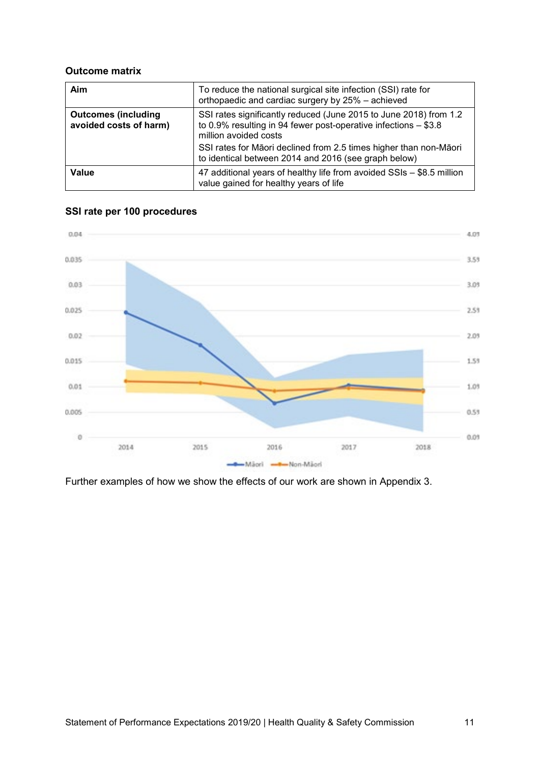**Outcome matrix**

| Aim | To reduce the national surgical site infection (SSI) rate for orthopaedic and cardiac surgery by 25% – achieved |
|---|---|
| **Outcomes (including avoided costs of harm)** | SSI rates significantly reduced (June 2015 to June 2018) from 1.2 to 0.9% resulting in 94 fewer post-operative infections – $3.8 million avoided costs<br>SSI rates for Māori declined from 2.5 times higher than non-Māori to identical between 2014 and 2016 (see graph below) |
| **Value** | 47 additional years of healthy life from avoided SSIs – $8.5 million value gained for healthy years of life |

**SSI rate per 100 procedures**

Further examples of how we show the effects of our work are shown in Appendix 3.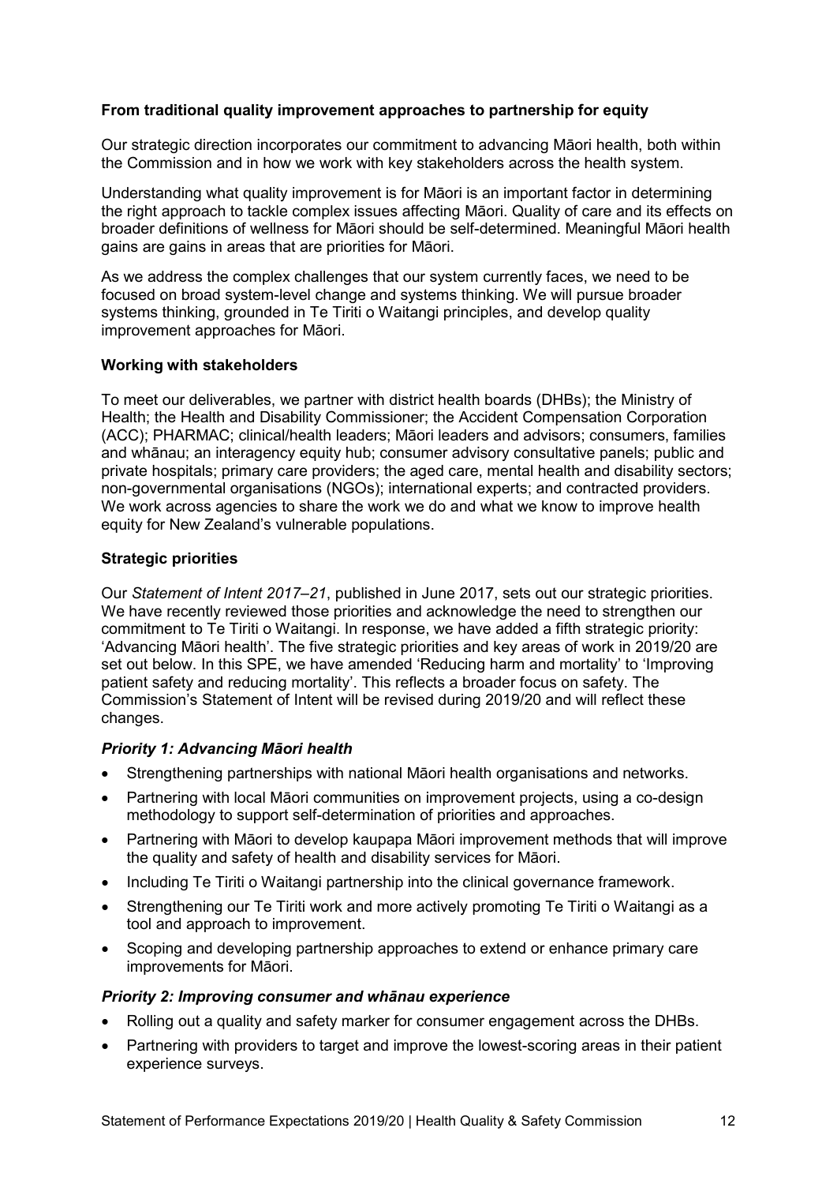**From traditional quality improvement approaches to partnership for equity**

Our strategic direction incorporates our commitment to advancing Māori health, both within the Commission and in how we work with key stakeholders across the health system.

Understanding what quality improvement is for Māori is an important factor in determining the right approach to tackle complex issues affecting Māori. Quality of care and its effects on broader definitions of wellness for Māori should be self-determined. Meaningful Māori health gains are gains in areas that are priorities for Māori.

As we address the complex challenges that our system currently faces, we need to be focused on broad system-level change and systems thinking. We will pursue broader systems thinking, grounded in Te Tiriti o Waitangi principles, and develop quality improvement approaches for Māori.

**Working with stakeholders**

To meet our deliverables, we partner with district health boards (DHBs); the Ministry of Health; the Health and Disability Commissioner; the Accident Compensation Corporation (ACC); PHARMAC; clinical/health leaders; Māori leaders and advisors; consumers, families and whānau; an interagency equity hub; consumer advisory consultative panels; public and private hospitals; primary care providers; the aged care, mental health and disability sectors; non-governmental organisations (NGOs); international experts; and contracted providers. We work across agencies to share the work we do and what we know to improve health equity for New Zealand's vulnerable populations.

**Strategic priorities**

Our *Statement of Intent 2017–21*, published in June 2017, sets out our strategic priorities. We have recently reviewed those priorities and acknowledge the need to strengthen our commitment to Te Tiriti o Waitangi. In response, we have added a fifth strategic priority: 'Advancing Māori health'. The five strategic priorities and key areas of work in 2019/20 are set out below. In this SPE, we have amended 'Reducing harm and mortality' to 'Improving patient safety and reducing mortality'. This reflects a broader focus on safety. The Commission's Statement of Intent will be revised during 2019/20 and will reflect these changes.

***Priority 1: Advancing Māori health***

- Strengthening partnerships with national Māori health organisations and networks.
- Partnering with local Māori communities on improvement projects, using a co-design methodology to support self-determination of priorities and approaches.
- Partnering with Māori to develop kaupapa Māori improvement methods that will improve the quality and safety of health and disability services for Māori.
- Including Te Tiriti o Waitangi partnership into the clinical governance framework.
- Strengthening our Te Tiriti work and more actively promoting Te Tiriti o Waitangi as a tool and approach to improvement.
- Scoping and developing partnership approaches to extend or enhance primary care improvements for Māori.

***Priority 2: Improving consumer and whānau experience***

- Rolling out a quality and safety marker for consumer engagement across the DHBs.
- Partnering with providers to target and improve the lowest-scoring areas in their patient experience surveys.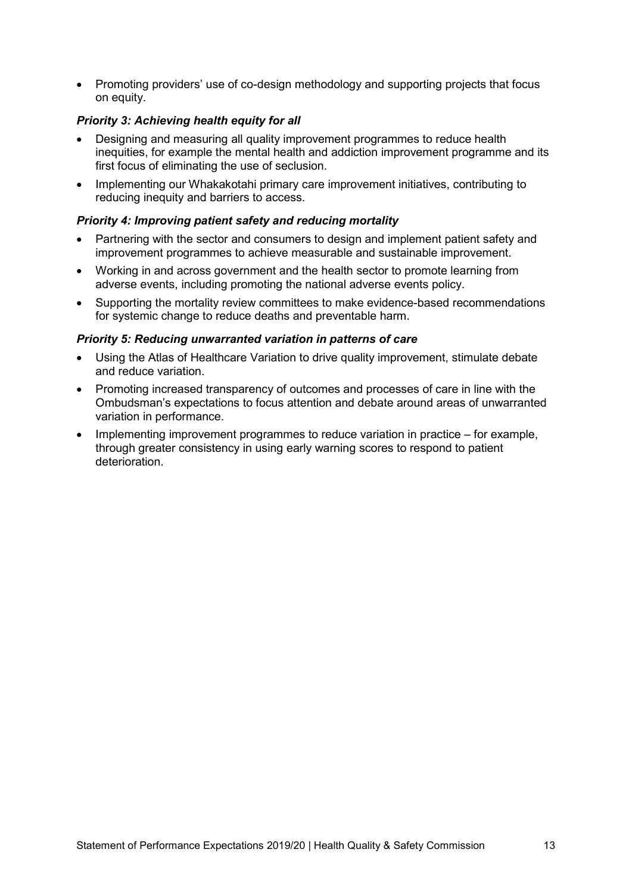- Promoting providers' use of co-design methodology and supporting projects that focus on equity.

### *Priority 3: Achieving health equity for all*

- Designing and measuring all quality improvement programmes to reduce health inequities, for example the mental health and addiction improvement programme and its first focus of eliminating the use of seclusion.
- Implementing our Whakakotahi primary care improvement initiatives, contributing to reducing inequity and barriers to access.

### *Priority 4: Improving patient safety and reducing mortality*

- Partnering with the sector and consumers to design and implement patient safety and improvement programmes to achieve measurable and sustainable improvement.
- Working in and across government and the health sector to promote learning from adverse events, including promoting the national adverse events policy.
- Supporting the mortality review committees to make evidence-based recommendations for systemic change to reduce deaths and preventable harm.

### *Priority 5: Reducing unwarranted variation in patterns of care*

- Using the Atlas of Healthcare Variation to drive quality improvement, stimulate debate and reduce variation.
- Promoting increased transparency of outcomes and processes of care in line with the Ombudsman's expectations to focus attention and debate around areas of unwarranted variation in performance.
- Implementing improvement programmes to reduce variation in practice – for example, through greater consistency in using early warning scores to respond to patient deterioration.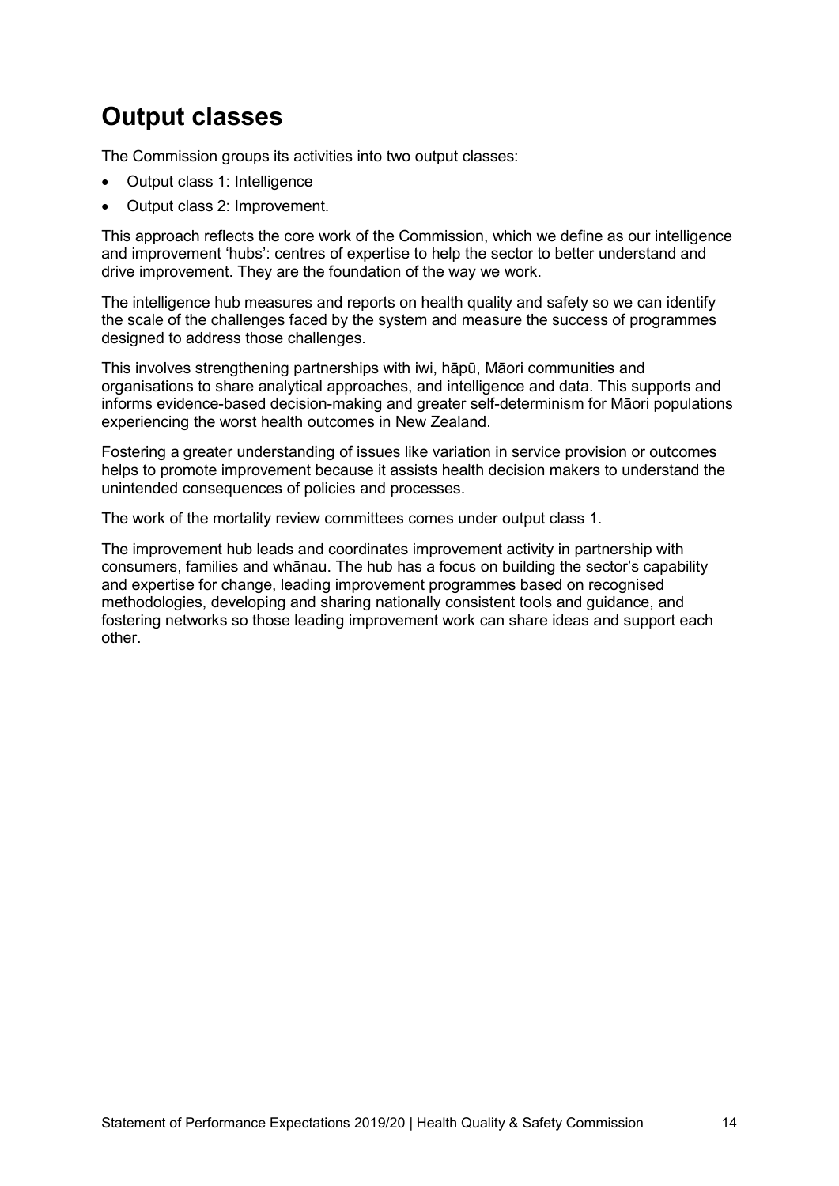## Output classes

The Commission groups its activities into two output classes:

- Output class 1: Intelligence
- Output class 2: Improvement.

This approach reflects the core work of the Commission, which we define as our intelligence and improvement 'hubs': centres of expertise to help the sector to better understand and drive improvement. They are the foundation of the way we work.

The intelligence hub measures and reports on health quality and safety so we can identify the scale of the challenges faced by the system and measure the success of programmes designed to address those challenges.

This involves strengthening partnerships with iwi, hāpū, Māori communities and organisations to share analytical approaches, and intelligence and data. This supports and informs evidence-based decision-making and greater self-determinism for Māori populations experiencing the worst health outcomes in New Zealand.

Fostering a greater understanding of issues like variation in service provision or outcomes helps to promote improvement because it assists health decision makers to understand the unintended consequences of policies and processes.

The work of the mortality review committees comes under output class 1.

The improvement hub leads and coordinates improvement activity in partnership with consumers, families and whānau. The hub has a focus on building the sector's capability and expertise for change, leading improvement programmes based on recognised methodologies, developing and sharing nationally consistent tools and guidance, and fostering networks so those leading improvement work can share ideas and support each other.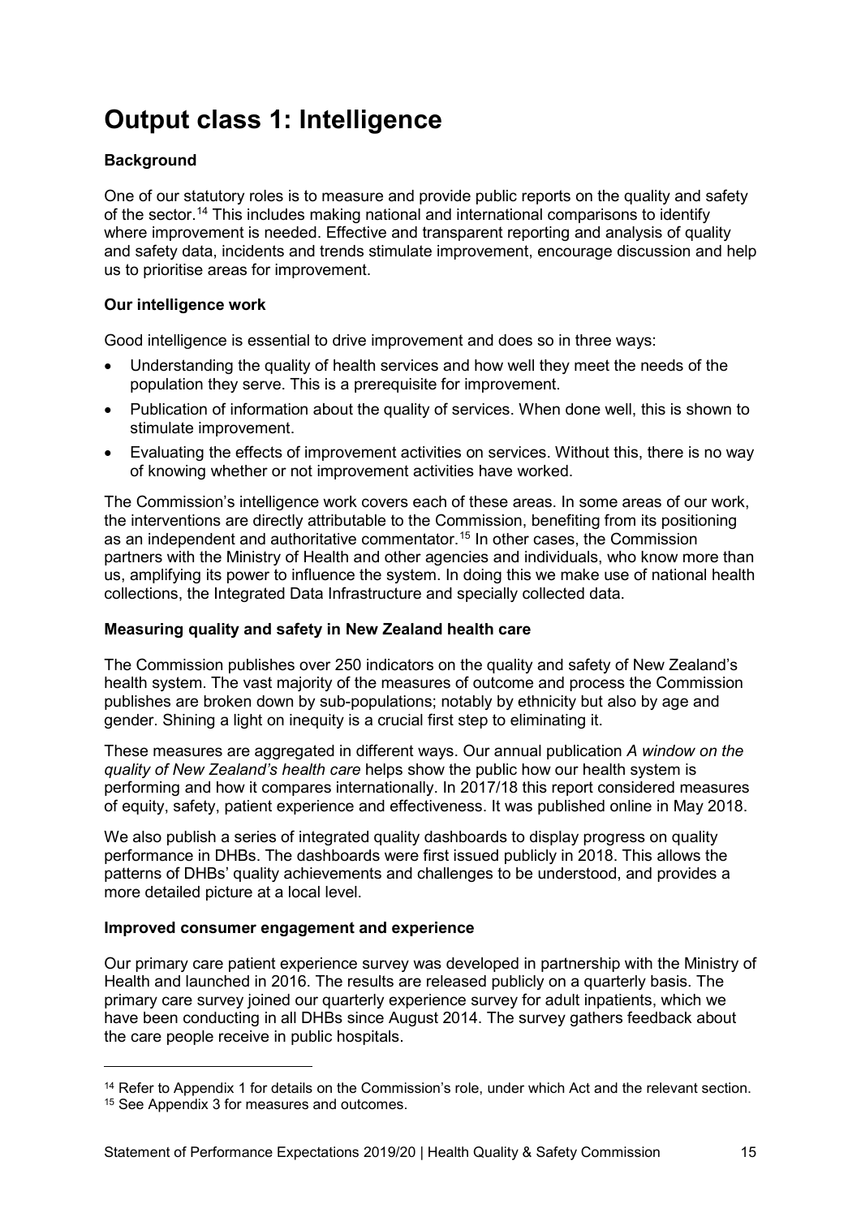# Output class 1: Intelligence

**Background**

One of our statutory roles is to measure and provide public reports on the quality and safety of the sector.[14] This includes making national and international comparisons to identify where improvement is needed. Effective and transparent reporting and analysis of quality and safety data, incidents and trends stimulate improvement, encourage discussion and help us to prioritise areas for improvement.

**Our intelligence work**

Good intelligence is essential to drive improvement and does so in three ways:

- Understanding the quality of health services and how well they meet the needs of the population they serve. This is a prerequisite for improvement.
- Publication of information about the quality of services. When done well, this is shown to stimulate improvement.
- Evaluating the effects of improvement activities on services. Without this, there is no way of knowing whether or not improvement activities have worked.

The Commission's intelligence work covers each of these areas. In some areas of our work, the interventions are directly attributable to the Commission, benefiting from its positioning as an independent and authoritative commentator.[15] In other cases, the Commission partners with the Ministry of Health and other agencies and individuals, who know more than us, amplifying its power to influence the system. In doing this we make use of national health collections, the Integrated Data Infrastructure and specially collected data.

**Measuring quality and safety in New Zealand health care**

The Commission publishes over 250 indicators on the quality and safety of New Zealand's health system. The vast majority of the measures of outcome and process the Commission publishes are broken down by sub-populations; notably by ethnicity but also by age and gender. Shining a light on inequity is a crucial first step to eliminating it.

These measures are aggregated in different ways. Our annual publication *A window on the quality of New Zealand's health care* helps show the public how our health system is performing and how it compares internationally. In 2017/18 this report considered measures of equity, safety, patient experience and effectiveness. It was published online in May 2018.

We also publish a series of integrated quality dashboards to display progress on quality performance in DHBs. The dashboards were first issued publicly in 2018. This allows the patterns of DHBs' quality achievements and challenges to be understood, and provides a more detailed picture at a local level.

**Improved consumer engagement and experience**

Our primary care patient experience survey was developed in partnership with the Ministry of Health and launched in 2016. The results are released publicly on a quarterly basis. The primary care survey joined our quarterly experience survey for adult inpatients, which we have been conducting in all DHBs since August 2014. The survey gathers feedback about the care people receive in public hospitals.

---

[14] Refer to Appendix 1 for details on the Commission's role, under which Act and the relevant section.

[15] See Appendix 3 for measures and outcomes.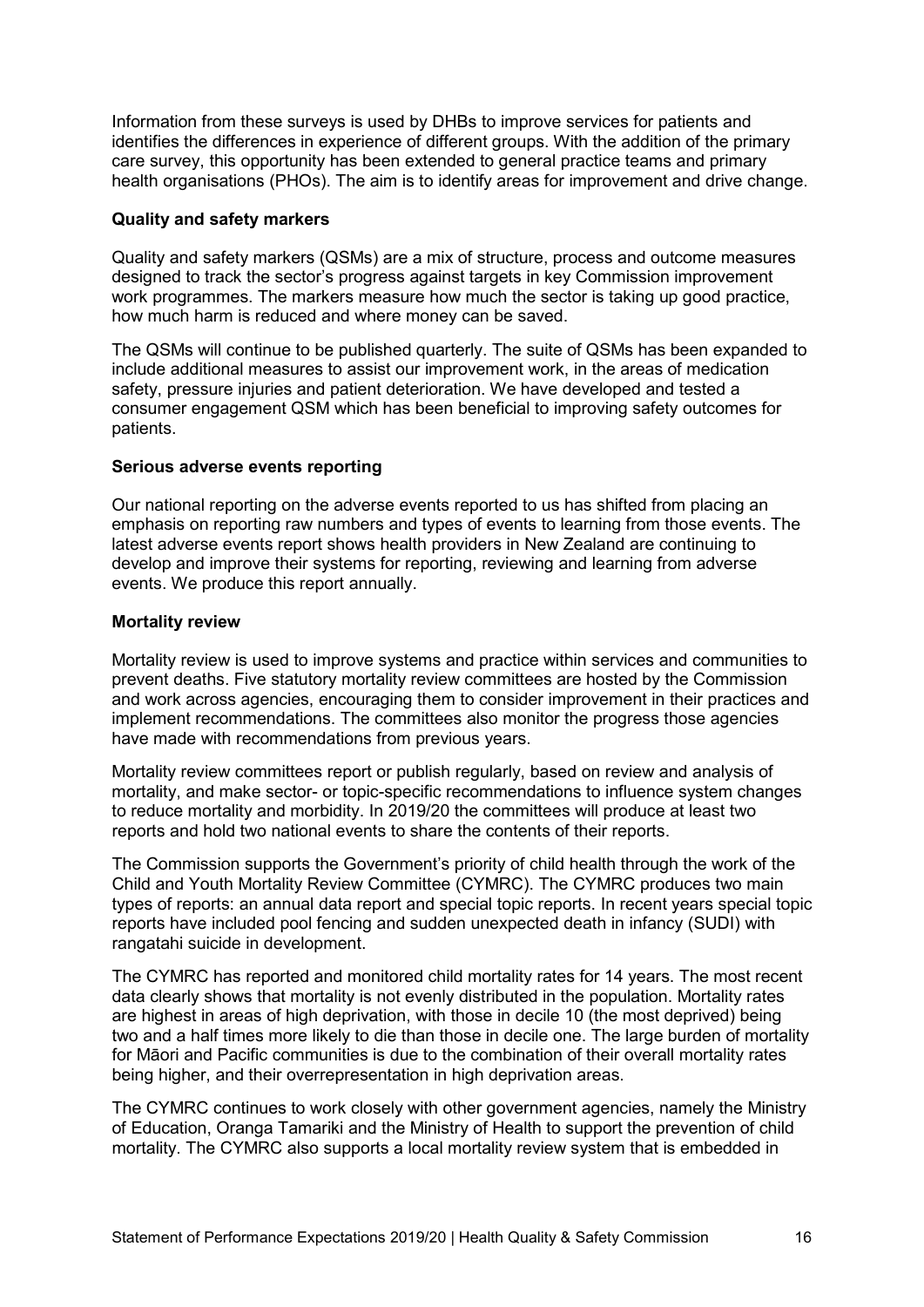Information from these surveys is used by DHBs to improve services for patients and identifies the differences in experience of different groups. With the addition of the primary care survey, this opportunity has been extended to general practice teams and primary health organisations (PHOs). The aim is to identify areas for improvement and drive change.

**Quality and safety markers**

Quality and safety markers (QSMs) are a mix of structure, process and outcome measures designed to track the sector's progress against targets in key Commission improvement work programmes. The markers measure how much the sector is taking up good practice, how much harm is reduced and where money can be saved.

The QSMs will continue to be published quarterly. The suite of QSMs has been expanded to include additional measures to assist our improvement work, in the areas of medication safety, pressure injuries and patient deterioration. We have developed and tested a consumer engagement QSM which has been beneficial to improving safety outcomes for patients.

**Serious adverse events reporting**

Our national reporting on the adverse events reported to us has shifted from placing an emphasis on reporting raw numbers and types of events to learning from those events. The latest adverse events report shows health providers in New Zealand are continuing to develop and improve their systems for reporting, reviewing and learning from adverse events. We produce this report annually.

**Mortality review**

Mortality review is used to improve systems and practice within services and communities to prevent deaths. Five statutory mortality review committees are hosted by the Commission and work across agencies, encouraging them to consider improvement in their practices and implement recommendations. The committees also monitor the progress those agencies have made with recommendations from previous years.

Mortality review committees report or publish regularly, based on review and analysis of mortality, and make sector- or topic-specific recommendations to influence system changes to reduce mortality and morbidity. In 2019/20 the committees will produce at least two reports and hold two national events to share the contents of their reports.

The Commission supports the Government's priority of child health through the work of the Child and Youth Mortality Review Committee (CYMRC). The CYMRC produces two main types of reports: an annual data report and special topic reports. In recent years special topic reports have included pool fencing and sudden unexpected death in infancy (SUDI) with rangatahi suicide in development.

The CYMRC has reported and monitored child mortality rates for 14 years. The most recent data clearly shows that mortality is not evenly distributed in the population. Mortality rates are highest in areas of high deprivation, with those in decile 10 (the most deprived) being two and a half times more likely to die than those in decile one. The large burden of mortality for Māori and Pacific communities is due to the combination of their overall mortality rates being higher, and their overrepresentation in high deprivation areas.

The CYMRC continues to work closely with other government agencies, namely the Ministry of Education, Oranga Tamariki and the Ministry of Health to support the prevention of child mortality. The CYMRC also supports a local mortality review system that is embedded in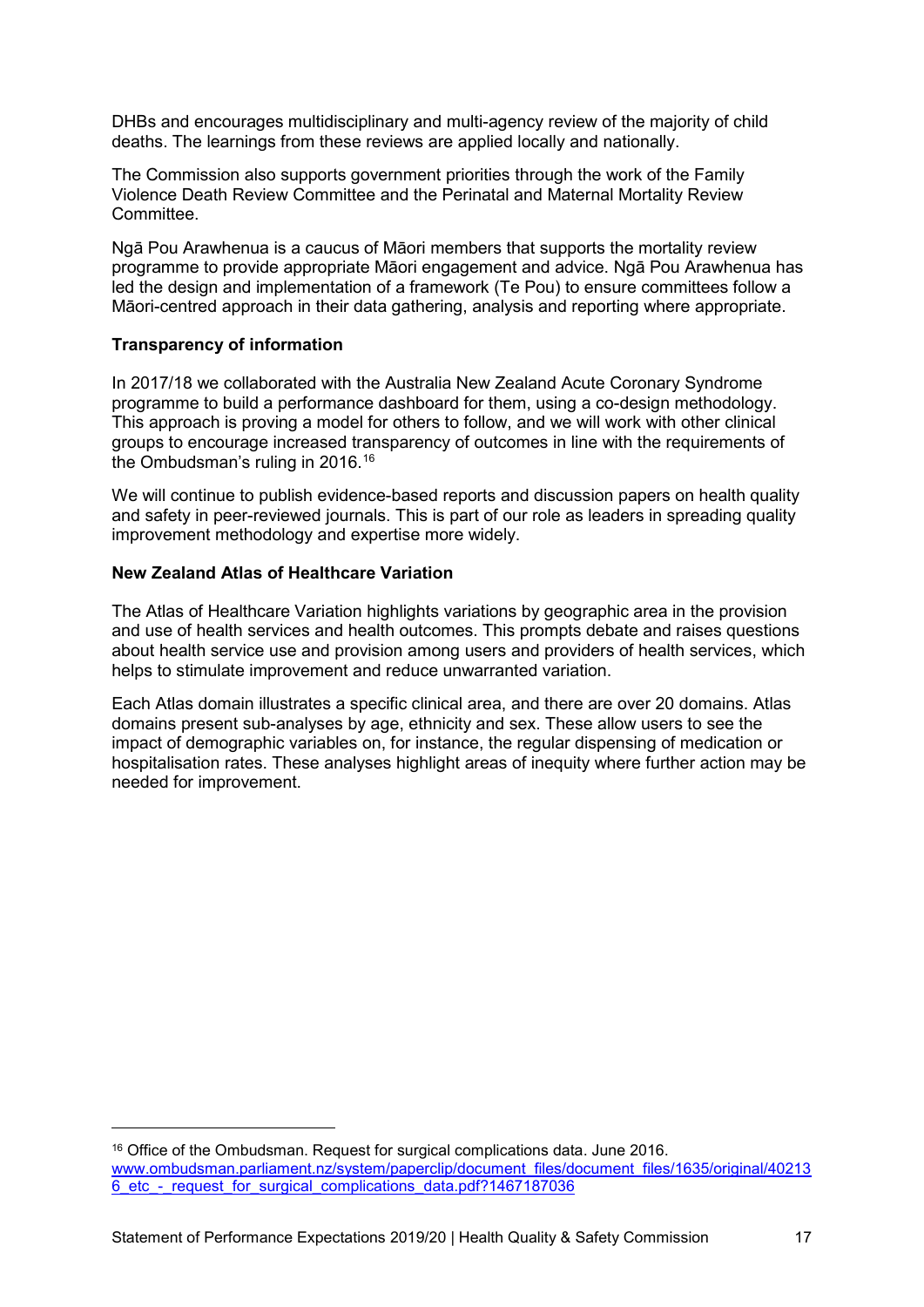DHBs and encourages multidisciplinary and multi-agency review of the majority of child deaths. The learnings from these reviews are applied locally and nationally.

The Commission also supports government priorities through the work of the Family Violence Death Review Committee and the Perinatal and Maternal Mortality Review Committee.

Ngā Pou Arawhenua is a caucus of Māori members that supports the mortality review programme to provide appropriate Māori engagement and advice. Ngā Pou Arawhenua has led the design and implementation of a framework (Te Pou) to ensure committees follow a Māori-centred approach in their data gathering, analysis and reporting where appropriate.

**Transparency of information**

In 2017/18 we collaborated with the Australia New Zealand Acute Coronary Syndrome programme to build a performance dashboard for them, using a co-design methodology. This approach is proving a model for others to follow, and we will work with other clinical groups to encourage increased transparency of outcomes in line with the requirements of the Ombudsman's ruling in 2016.[16]

We will continue to publish evidence-based reports and discussion papers on health quality and safety in peer-reviewed journals. This is part of our role as leaders in spreading quality improvement methodology and expertise more widely.

**New Zealand Atlas of Healthcare Variation**

The Atlas of Healthcare Variation highlights variations by geographic area in the provision and use of health services and health outcomes. This prompts debate and raises questions about health service use and provision among users and providers of health services, which helps to stimulate improvement and reduce unwarranted variation.

Each Atlas domain illustrates a specific clinical area, and there are over 20 domains. Atlas domains present sub-analyses by age, ethnicity and sex. These allow users to see the impact of demographic variables on, for instance, the regular dispensing of medication or hospitalisation rates. These analyses highlight areas of inequity where further action may be needed for improvement.

---

[16] Office of the Ombudsman. Request for surgical complications data. June 2016. www.ombudsman.parliament.nz/system/paperclip/document_files/document_files/1635/original/402136_etc_-_request_for_surgical_complications_data.pdf?1467187036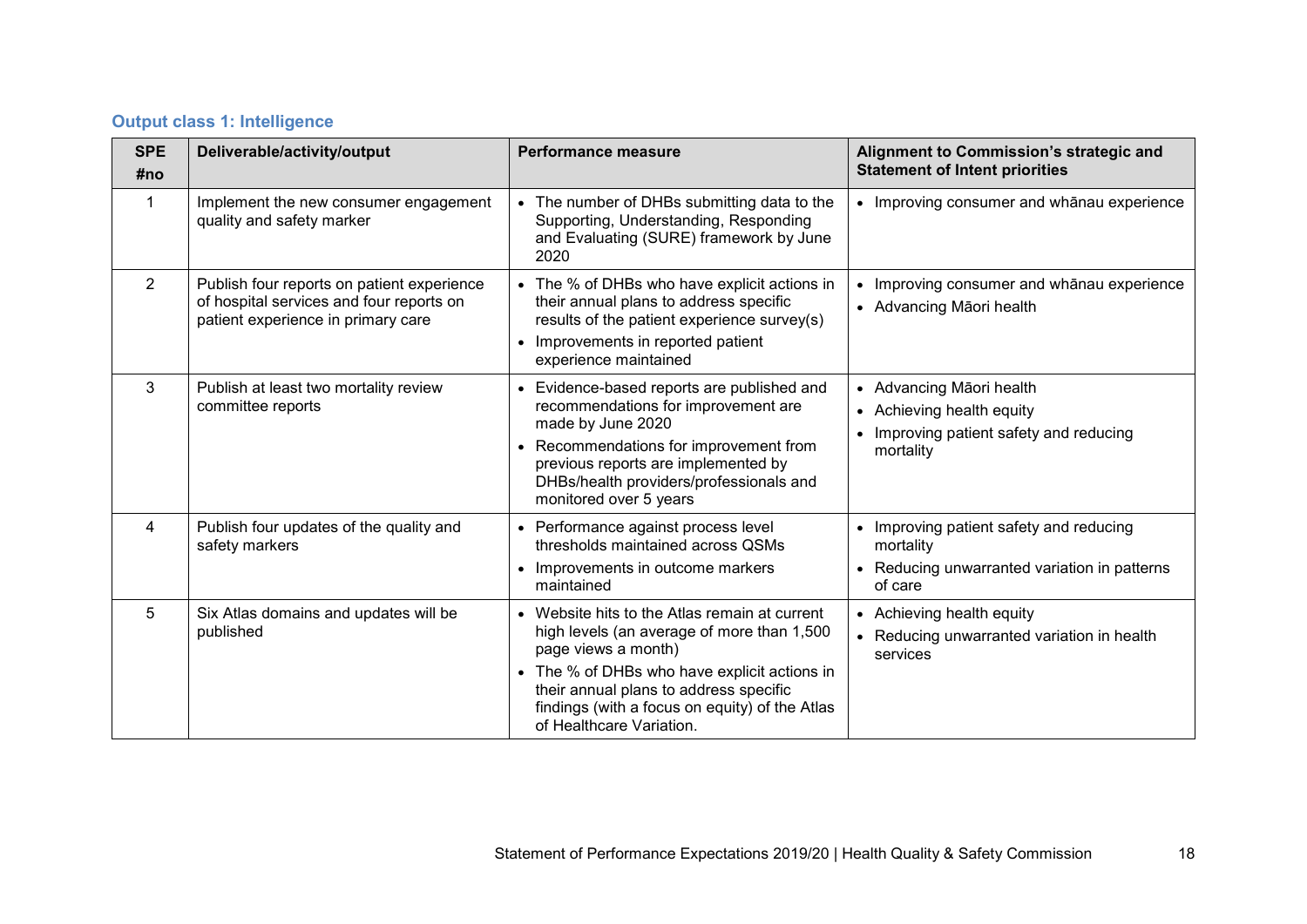### Output class 1: Intelligence

| SPE #no | Deliverable/activity/output | Performance measure | Alignment to Commission's strategic and Statement of Intent priorities |
|---|---|---|---|
| 1 | Implement the new consumer engagement quality and safety marker | • The number of DHBs submitting data to the Supporting, Understanding, Responding and Evaluating (SURE) framework by June 2020 | • Improving consumer and whānau experience |
| 2 | Publish four reports on patient experience of hospital services and four reports on patient experience in primary care | • The % of DHBs who have explicit actions in their annual plans to address specific results of the patient experience survey(s)<br>• Improvements in reported patient experience maintained | • Improving consumer and whānau experience<br>• Advancing Māori health |
| 3 | Publish at least two mortality review committee reports | • Evidence-based reports are published and recommendations for improvement are made by June 2020<br>• Recommendations for improvement from previous reports are implemented by DHBs/health providers/professionals and monitored over 5 years | • Advancing Māori health<br>• Achieving health equity<br>• Improving patient safety and reducing mortality |
| 4 | Publish four updates of the quality and safety markers | • Performance against process level thresholds maintained across QSMs<br>• Improvements in outcome markers maintained | • Improving patient safety and reducing mortality<br>• Reducing unwarranted variation in patterns of care |
| 5 | Six Atlas domains and updates will be published | • Website hits to the Atlas remain at current high levels (an average of more than 1,500 page views a month)<br>• The % of DHBs who have explicit actions in their annual plans to address specific findings (with a focus on equity) of the Atlas of Healthcare Variation. | • Achieving health equity<br>• Reducing unwarranted variation in health services |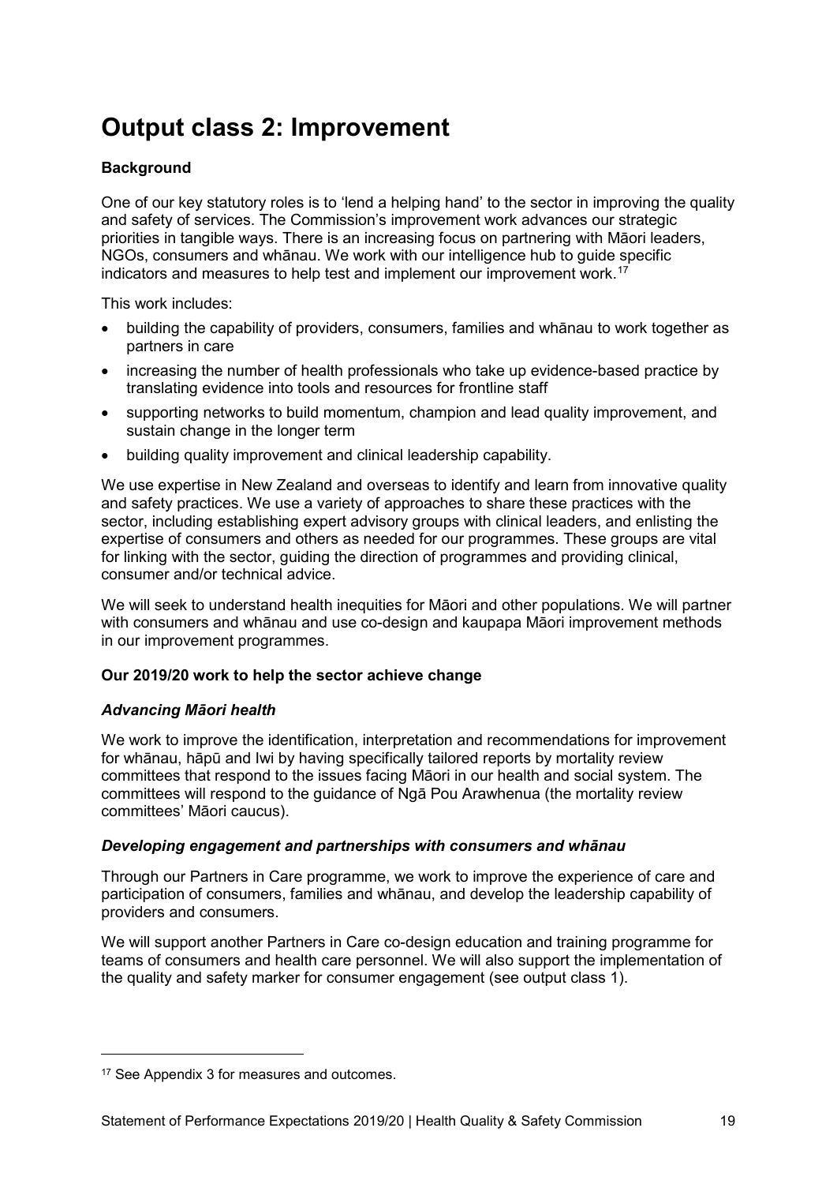# Output class 2: Improvement

**Background**

One of our key statutory roles is to 'lend a helping hand' to the sector in improving the quality and safety of services. The Commission's improvement work advances our strategic priorities in tangible ways. There is an increasing focus on partnering with Māori leaders, NGOs, consumers and whānau. We work with our intelligence hub to guide specific indicators and measures to help test and implement our improvement work.[17]

This work includes:

- building the capability of providers, consumers, families and whānau to work together as partners in care
- increasing the number of health professionals who take up evidence-based practice by translating evidence into tools and resources for frontline staff
- supporting networks to build momentum, champion and lead quality improvement, and sustain change in the longer term
- building quality improvement and clinical leadership capability.

We use expertise in New Zealand and overseas to identify and learn from innovative quality and safety practices. We use a variety of approaches to share these practices with the sector, including establishing expert advisory groups with clinical leaders, and enlisting the expertise of consumers and others as needed for our programmes. These groups are vital for linking with the sector, guiding the direction of programmes and providing clinical, consumer and/or technical advice.

We will seek to understand health inequities for Māori and other populations. We will partner with consumers and whānau and use co-design and kaupapa Māori improvement methods in our improvement programmes.

**Our 2019/20 work to help the sector achieve change**

***Advancing Māori health***

We work to improve the identification, interpretation and recommendations for improvement for whānau, hāpū and Iwi by having specifically tailored reports by mortality review committees that respond to the issues facing Māori in our health and social system. The committees will respond to the guidance of Ngā Pou Arawhenua (the mortality review committees' Māori caucus).

***Developing engagement and partnerships with consumers and whānau***

Through our Partners in Care programme, we work to improve the experience of care and participation of consumers, families and whānau, and develop the leadership capability of providers and consumers.

We will support another Partners in Care co-design education and training programme for teams of consumers and health care personnel. We will also support the implementation of the quality and safety marker for consumer engagement (see output class 1).

---

[17] See Appendix 3 for measures and outcomes.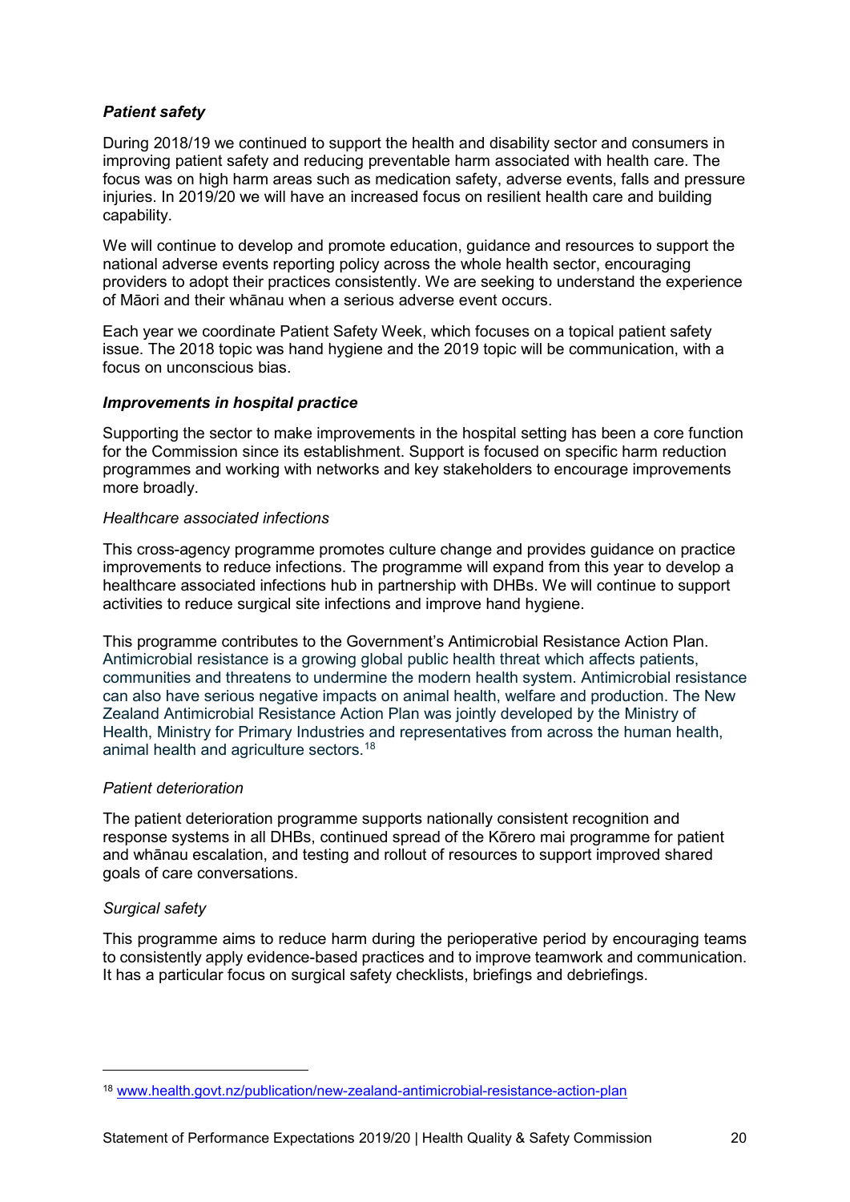### *Patient safety*

During 2018/19 we continued to support the health and disability sector and consumers in improving patient safety and reducing preventable harm associated with health care. The focus was on high harm areas such as medication safety, adverse events, falls and pressure injuries. In 2019/20 we will have an increased focus on resilient health care and building capability.

We will continue to develop and promote education, guidance and resources to support the national adverse events reporting policy across the whole health sector, encouraging providers to adopt their practices consistently. We are seeking to understand the experience of Māori and their whānau when a serious adverse event occurs.

Each year we coordinate Patient Safety Week, which focuses on a topical patient safety issue. The 2018 topic was hand hygiene and the 2019 topic will be communication, with a focus on unconscious bias.

### *Improvements in hospital practice*

Supporting the sector to make improvements in the hospital setting has been a core function for the Commission since its establishment. Support is focused on specific harm reduction programmes and working with networks and key stakeholders to encourage improvements more broadly.

#### *Healthcare associated infections*

This cross-agency programme promotes culture change and provides guidance on practice improvements to reduce infections. The programme will expand from this year to develop a healthcare associated infections hub in partnership with DHBs. We will continue to support activities to reduce surgical site infections and improve hand hygiene.

This programme contributes to the Government's Antimicrobial Resistance Action Plan. Antimicrobial resistance is a growing global public health threat which affects patients, communities and threatens to undermine the modern health system. Antimicrobial resistance can also have serious negative impacts on animal health, welfare and production. The New Zealand Antimicrobial Resistance Action Plan was jointly developed by the Ministry of Health, Ministry for Primary Industries and representatives from across the human health, animal health and agriculture sectors.[18]

#### *Patient deterioration*

The patient deterioration programme supports nationally consistent recognition and response systems in all DHBs, continued spread of the Kōrero mai programme for patient and whānau escalation, and testing and rollout of resources to support improved shared goals of care conversations.

#### *Surgical safety*

This programme aims to reduce harm during the perioperative period by encouraging teams to consistently apply evidence-based practices and to improve teamwork and communication. It has a particular focus on surgical safety checklists, briefings and debriefings.

---

[18] www.health.govt.nz/publication/new-zealand-antimicrobial-resistance-action-plan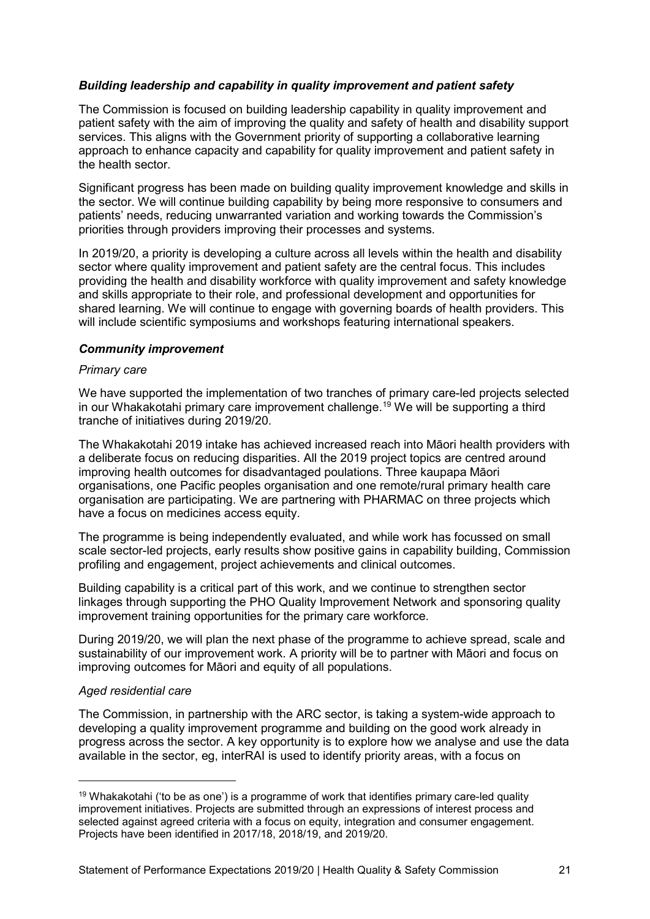### *Building leadership and capability in quality improvement and patient safety*

The Commission is focused on building leadership capability in quality improvement and patient safety with the aim of improving the quality and safety of health and disability support services. This aligns with the Government priority of supporting a collaborative learning approach to enhance capacity and capability for quality improvement and patient safety in the health sector.

Significant progress has been made on building quality improvement knowledge and skills in the sector. We will continue building capability by being more responsive to consumers and patients' needs, reducing unwarranted variation and working towards the Commission's priorities through providers improving their processes and systems.

In 2019/20, a priority is developing a culture across all levels within the health and disability sector where quality improvement and patient safety are the central focus. This includes providing the health and disability workforce with quality improvement and safety knowledge and skills appropriate to their role, and professional development and opportunities for shared learning. We will continue to engage with governing boards of health providers. This will include scientific symposiums and workshops featuring international speakers.

### *Community improvement*

*Primary care*

We have supported the implementation of two tranches of primary care-led projects selected in our Whakakotahi primary care improvement challenge.[19] We will be supporting a third tranche of initiatives during 2019/20.

The Whakakotahi 2019 intake has achieved increased reach into Māori health providers with a deliberate focus on reducing disparities. All the 2019 project topics are centred around improving health outcomes for disadvantaged poulations. Three kaupapa Māori organisations, one Pacific peoples organisation and one remote/rural primary health care organisation are participating. We are partnering with PHARMAC on three projects which have a focus on medicines access equity.

The programme is being independently evaluated, and while work has focussed on small scale sector-led projects, early results show positive gains in capability building, Commission profiling and engagement, project achievements and clinical outcomes.

Building capability is a critical part of this work, and we continue to strengthen sector linkages through supporting the PHO Quality Improvement Network and sponsoring quality improvement training opportunities for the primary care workforce.

During 2019/20, we will plan the next phase of the programme to achieve spread, scale and sustainability of our improvement work. A priority will be to partner with Māori and focus on improving outcomes for Māori and equity of all populations.

*Aged residential care*

The Commission, in partnership with the ARC sector, is taking a system-wide approach to developing a quality improvement programme and building on the good work already in progress across the sector. A key opportunity is to explore how we analyse and use the data available in the sector, eg, interRAI is used to identify priority areas, with a focus on

---

[19] Whakakotahi ('to be as one') is a programme of work that identifies primary care-led quality improvement initiatives. Projects are submitted through an expressions of interest process and selected against agreed criteria with a focus on equity, integration and consumer engagement. Projects have been identified in 2017/18, 2018/19, and 2019/20.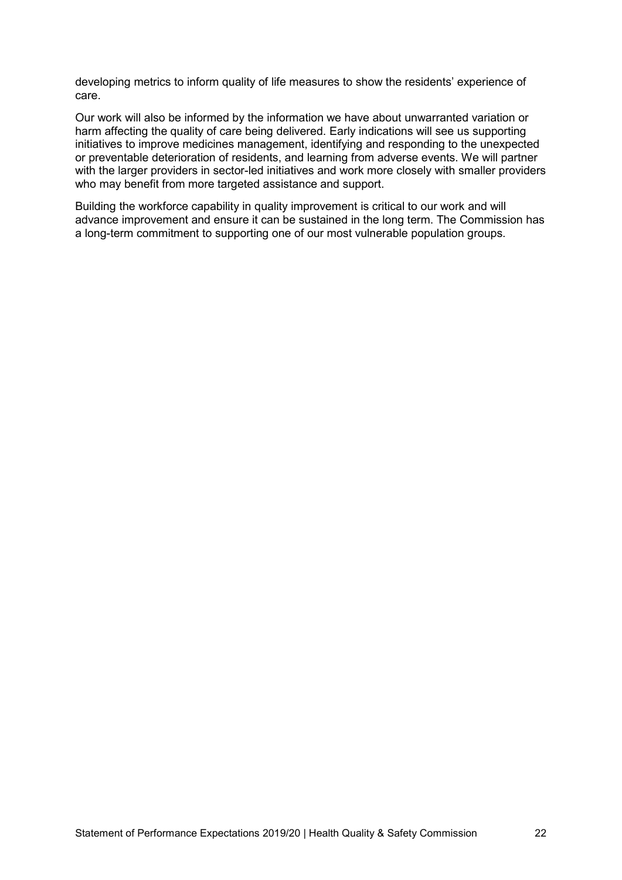developing metrics to inform quality of life measures to show the residents' experience of care.

Our work will also be informed by the information we have about unwarranted variation or harm affecting the quality of care being delivered. Early indications will see us supporting initiatives to improve medicines management, identifying and responding to the unexpected or preventable deterioration of residents, and learning from adverse events. We will partner with the larger providers in sector-led initiatives and work more closely with smaller providers who may benefit from more targeted assistance and support.

Building the workforce capability in quality improvement is critical to our work and will advance improvement and ensure it can be sustained in the long term. The Commission has a long-term commitment to supporting one of our most vulnerable population groups.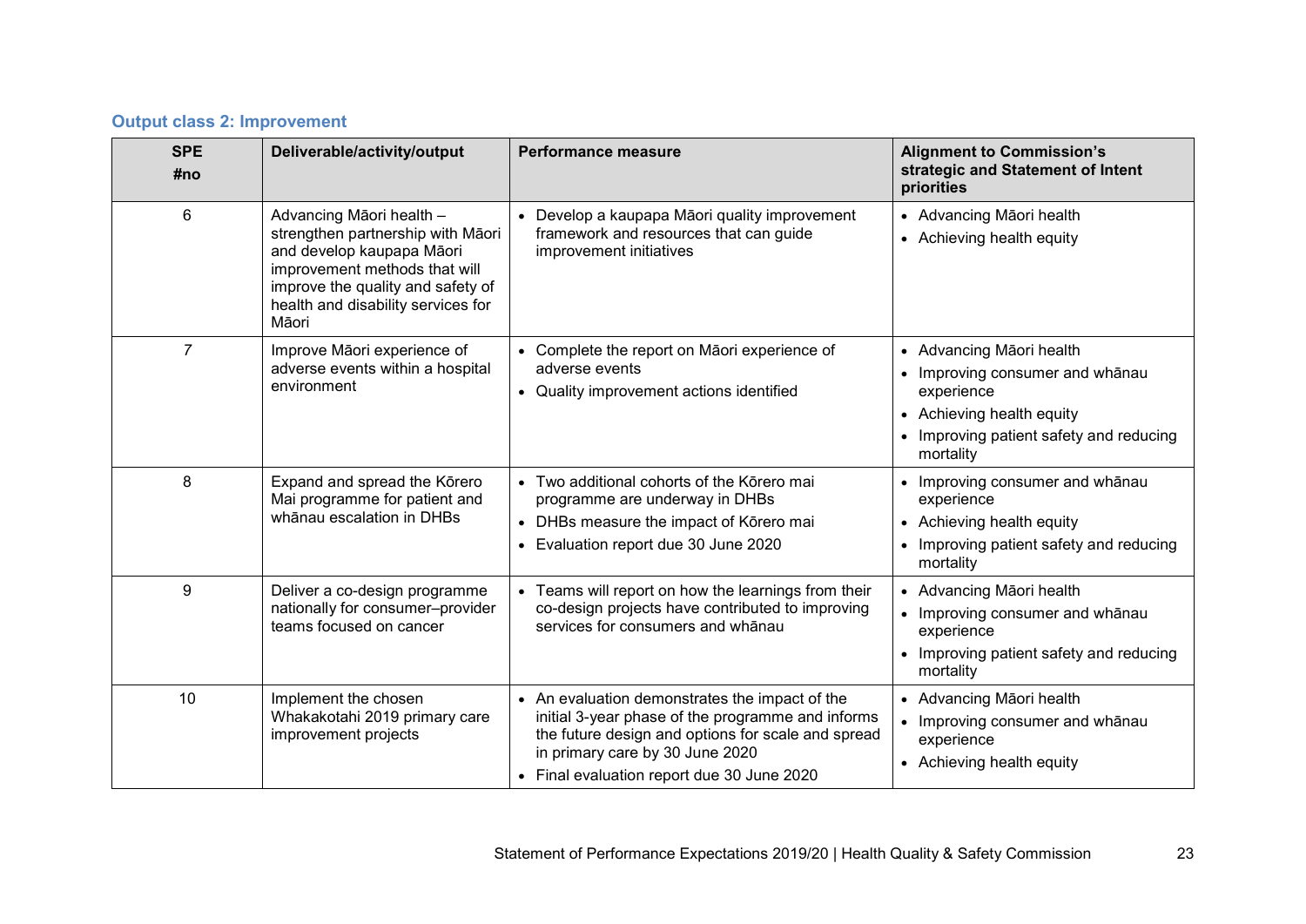### Output class 2: Improvement

| SPE #no | Deliverable/activity/output | Performance measure | Alignment to Commission's strategic and Statement of Intent priorities |
|---|---|---|---|
| 6 | Advancing Māori health – strengthen partnership with Māori and develop kaupapa Māori improvement methods that will improve the quality and safety of health and disability services for Māori | • Develop a kaupapa Māori quality improvement framework and resources that can guide improvement initiatives | • Advancing Māori health<br>• Achieving health equity |
| 7 | Improve Māori experience of adverse events within a hospital environment | • Complete the report on Māori experience of adverse events<br>• Quality improvement actions identified | • Advancing Māori health<br>• Improving consumer and whānau experience<br>• Achieving health equity<br>• Improving patient safety and reducing mortality |
| 8 | Expand and spread the Kōrero Mai programme for patient and whānau escalation in DHBs | • Two additional cohorts of the Kōrero mai programme are underway in DHBs<br>• DHBs measure the impact of Kōrero mai<br>• Evaluation report due 30 June 2020 | • Improving consumer and whānau experience<br>• Achieving health equity<br>• Improving patient safety and reducing mortality |
| 9 | Deliver a co-design programme nationally for consumer–provider teams focused on cancer | • Teams will report on how the learnings from their co-design projects have contributed to improving services for consumers and whānau | • Advancing Māori health<br>• Improving consumer and whānau experience<br>• Improving patient safety and reducing mortality |
| 10 | Implement the chosen Whakakotahi 2019 primary care improvement projects | • An evaluation demonstrates the impact of the initial 3-year phase of the programme and informs the future design and options for scale and spread in primary care by 30 June 2020<br>• Final evaluation report due 30 June 2020 | • Advancing Māori health<br>• Improving consumer and whānau experience<br>• Achieving health equity |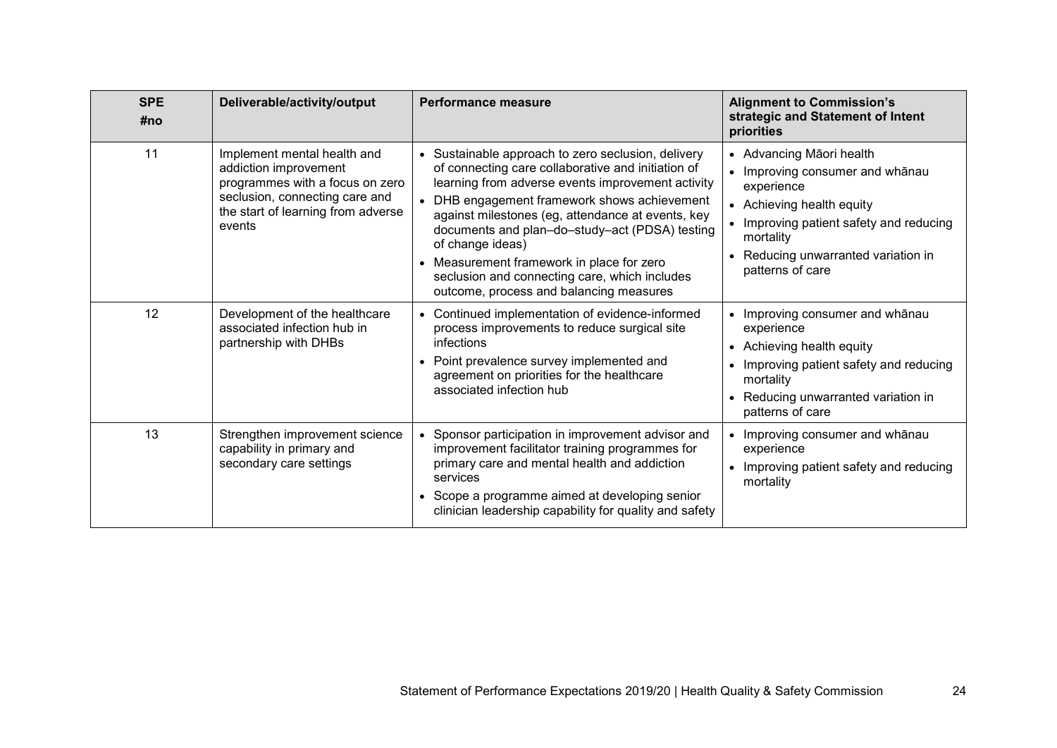| SPE #no | Deliverable/activity/output | Performance measure | Alignment to Commission's strategic and Statement of Intent priorities |
|---|---|---|---|
| 11 | Implement mental health and addiction improvement programmes with a focus on zero seclusion, connecting care and the start of learning from adverse events | • Sustainable approach to zero seclusion, delivery of connecting care collaborative and initiation of learning from adverse events improvement activity<br>• DHB engagement framework shows achievement against milestones (eg, attendance at events, key documents and plan–do–study–act (PDSA) testing of change ideas)<br>• Measurement framework in place for zero seclusion and connecting care, which includes outcome, process and balancing measures | • Advancing Māori health<br>• Improving consumer and whānau experience<br>• Achieving health equity<br>• Improving patient safety and reducing mortality<br>• Reducing unwarranted variation in patterns of care |
| 12 | Development of the healthcare associated infection hub in partnership with DHBs | • Continued implementation of evidence-informed process improvements to reduce surgical site infections<br>• Point prevalence survey implemented and agreement on priorities for the healthcare associated infection hub | • Improving consumer and whānau experience<br>• Achieving health equity<br>• Improving patient safety and reducing mortality<br>• Reducing unwarranted variation in patterns of care |
| 13 | Strengthen improvement science capability in primary and secondary care settings | • Sponsor participation in improvement advisor and improvement facilitator training programmes for primary care and mental health and addiction services<br>• Scope a programme aimed at developing senior clinician leadership capability for quality and safety | • Improving consumer and whānau experience<br>• Improving patient safety and reducing mortality |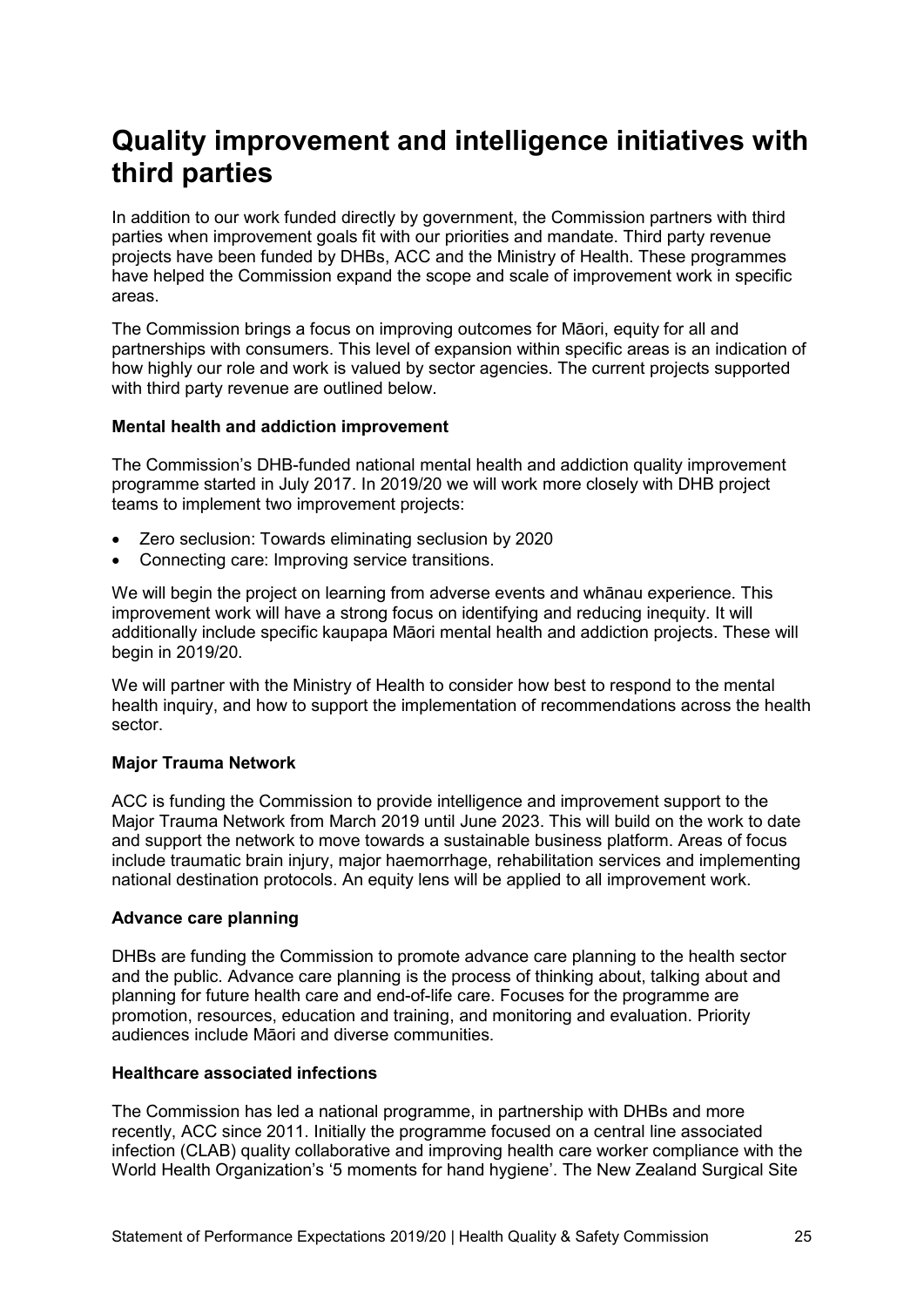# Quality improvement and intelligence initiatives with third parties

In addition to our work funded directly by government, the Commission partners with third parties when improvement goals fit with our priorities and mandate. Third party revenue projects have been funded by DHBs, ACC and the Ministry of Health. These programmes have helped the Commission expand the scope and scale of improvement work in specific areas.

The Commission brings a focus on improving outcomes for Māori, equity for all and partnerships with consumers. This level of expansion within specific areas is an indication of how highly our role and work is valued by sector agencies. The current projects supported with third party revenue are outlined below.

**Mental health and addiction improvement**

The Commission's DHB-funded national mental health and addiction quality improvement programme started in July 2017. In 2019/20 we will work more closely with DHB project teams to implement two improvement projects:

- Zero seclusion: Towards eliminating seclusion by 2020
- Connecting care: Improving service transitions.

We will begin the project on learning from adverse events and whānau experience. This improvement work will have a strong focus on identifying and reducing inequity. It will additionally include specific kaupapa Māori mental health and addiction projects. These will begin in 2019/20.

We will partner with the Ministry of Health to consider how best to respond to the mental health inquiry, and how to support the implementation of recommendations across the health sector.

**Major Trauma Network**

ACC is funding the Commission to provide intelligence and improvement support to the Major Trauma Network from March 2019 until June 2023. This will build on the work to date and support the network to move towards a sustainable business platform. Areas of focus include traumatic brain injury, major haemorrhage, rehabilitation services and implementing national destination protocols. An equity lens will be applied to all improvement work.

**Advance care planning**

DHBs are funding the Commission to promote advance care planning to the health sector and the public. Advance care planning is the process of thinking about, talking about and planning for future health care and end-of-life care. Focuses for the programme are promotion, resources, education and training, and monitoring and evaluation. Priority audiences include Māori and diverse communities.

**Healthcare associated infections**

The Commission has led a national programme, in partnership with DHBs and more recently, ACC since 2011. Initially the programme focused on a central line associated infection (CLAB) quality collaborative and improving health care worker compliance with the World Health Organization's '5 moments for hand hygiene'. The New Zealand Surgical Site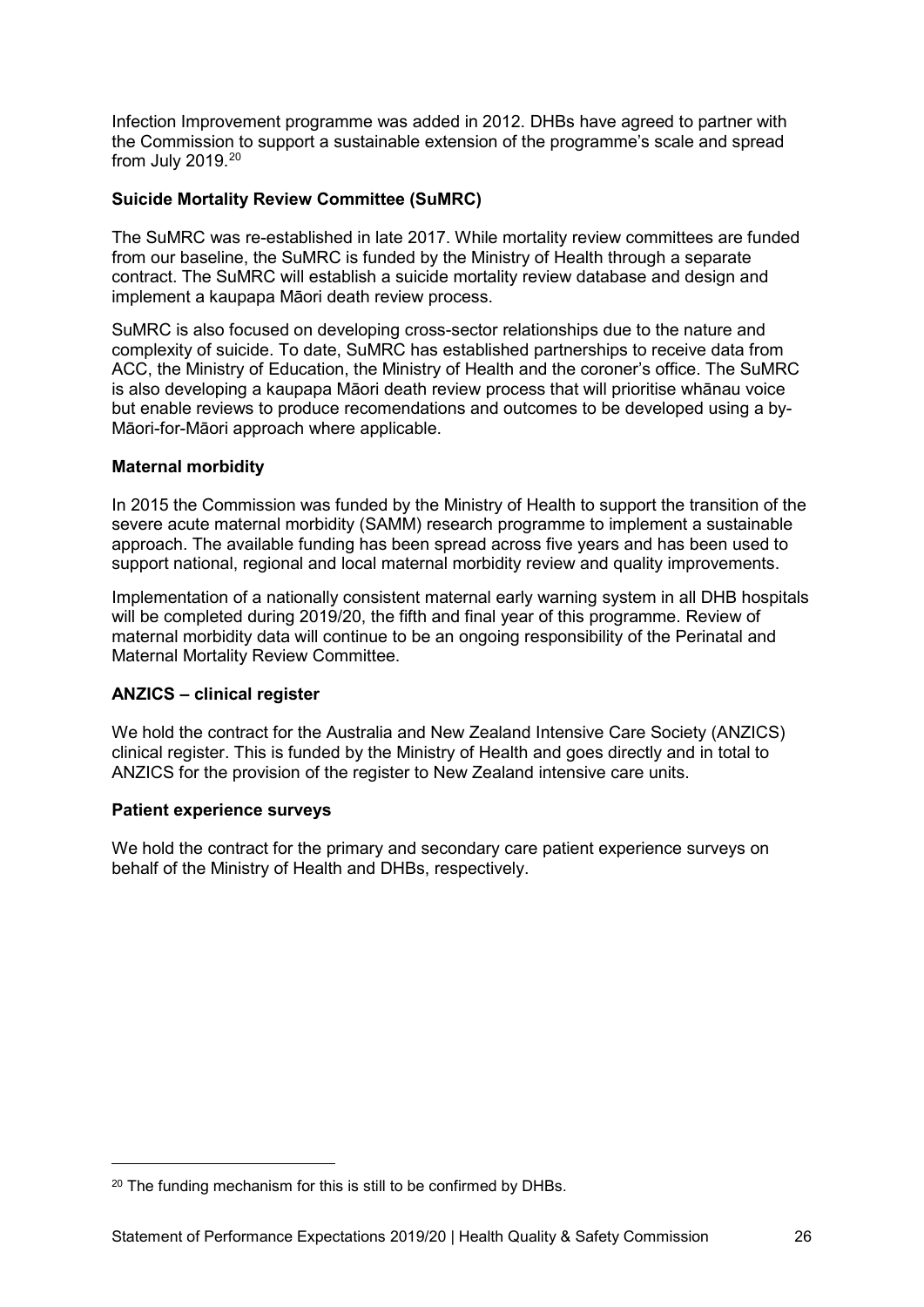Infection Improvement programme was added in 2012. DHBs have agreed to partner with the Commission to support a sustainable extension of the programme's scale and spread from July 2019.[20]

**Suicide Mortality Review Committee (SuMRC)**

The SuMRC was re-established in late 2017. While mortality review committees are funded from our baseline, the SuMRC is funded by the Ministry of Health through a separate contract. The SuMRC will establish a suicide mortality review database and design and implement a kaupapa Māori death review process.

SuMRC is also focused on developing cross-sector relationships due to the nature and complexity of suicide. To date, SuMRC has established partnerships to receive data from ACC, the Ministry of Education, the Ministry of Health and the coroner's office. The SuMRC is also developing a kaupapa Māori death review process that will prioritise whānau voice but enable reviews to produce recomendations and outcomes to be developed using a by-Māori-for-Māori approach where applicable.

**Maternal morbidity**

In 2015 the Commission was funded by the Ministry of Health to support the transition of the severe acute maternal morbidity (SAMM) research programme to implement a sustainable approach. The available funding has been spread across five years and has been used to support national, regional and local maternal morbidity review and quality improvements.

Implementation of a nationally consistent maternal early warning system in all DHB hospitals will be completed during 2019/20, the fifth and final year of this programme. Review of maternal morbidity data will continue to be an ongoing responsibility of the Perinatal and Maternal Mortality Review Committee.

**ANZICS – clinical register**

We hold the contract for the Australia and New Zealand Intensive Care Society (ANZICS) clinical register. This is funded by the Ministry of Health and goes directly and in total to ANZICS for the provision of the register to New Zealand intensive care units.

**Patient experience surveys**

We hold the contract for the primary and secondary care patient experience surveys on behalf of the Ministry of Health and DHBs, respectively.

---

[20] The funding mechanism for this is still to be confirmed by DHBs.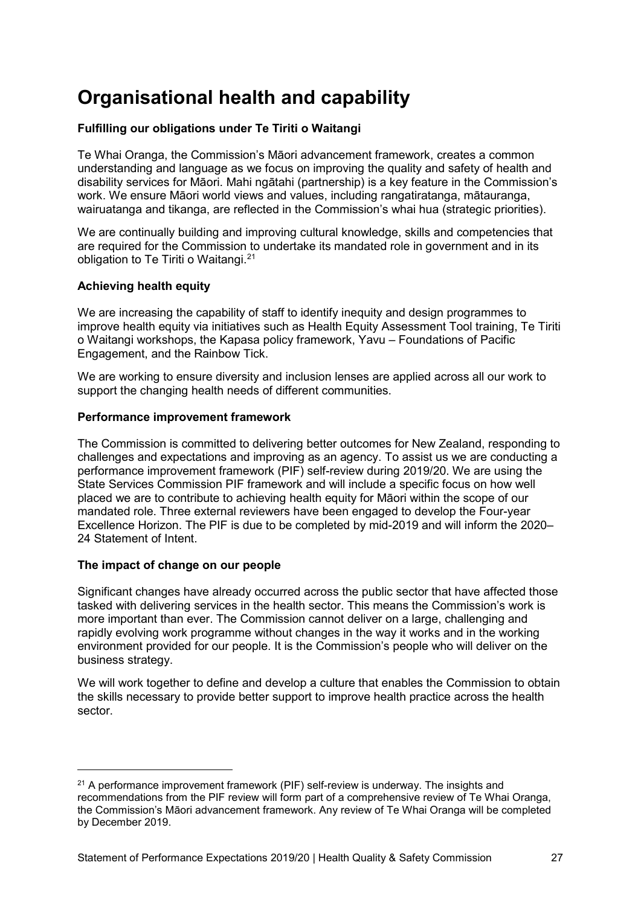# Organisational health and capability

**Fulfilling our obligations under Te Tiriti o Waitangi**

Te Whai Oranga, the Commission's Māori advancement framework, creates a common understanding and language as we focus on improving the quality and safety of health and disability services for Māori. Mahi ngātahi (partnership) is a key feature in the Commission's work. We ensure Māori world views and values, including rangatiratanga, mātauranga, wairuatanga and tikanga, are reflected in the Commission's whai hua (strategic priorities).

We are continually building and improving cultural knowledge, skills and competencies that are required for the Commission to undertake its mandated role in government and in its obligation to Te Tiriti o Waitangi.[21]

**Achieving health equity**

We are increasing the capability of staff to identify inequity and design programmes to improve health equity via initiatives such as Health Equity Assessment Tool training, Te Tiriti o Waitangi workshops, the Kapasa policy framework, Yavu – Foundations of Pacific Engagement, and the Rainbow Tick.

We are working to ensure diversity and inclusion lenses are applied across all our work to support the changing health needs of different communities.

**Performance improvement framework**

The Commission is committed to delivering better outcomes for New Zealand, responding to challenges and expectations and improving as an agency. To assist us we are conducting a performance improvement framework (PIF) self-review during 2019/20. We are using the State Services Commission PIF framework and will include a specific focus on how well placed we are to contribute to achieving health equity for Māori within the scope of our mandated role. Three external reviewers have been engaged to develop the Four-year Excellence Horizon. The PIF is due to be completed by mid-2019 and will inform the 2020–24 Statement of Intent.

**The impact of change on our people**

Significant changes have already occurred across the public sector that have affected those tasked with delivering services in the health sector. This means the Commission's work is more important than ever. The Commission cannot deliver on a large, challenging and rapidly evolving work programme without changes in the way it works and in the working environment provided for our people. It is the Commission's people who will deliver on the business strategy.

We will work together to define and develop a culture that enables the Commission to obtain the skills necessary to provide better support to improve health practice across the health sector.

---

[21] A performance improvement framework (PIF) self-review is underway. The insights and recommendations from the PIF review will form part of a comprehensive review of Te Whai Oranga, the Commission's Māori advancement framework. Any review of Te Whai Oranga will be completed by December 2019.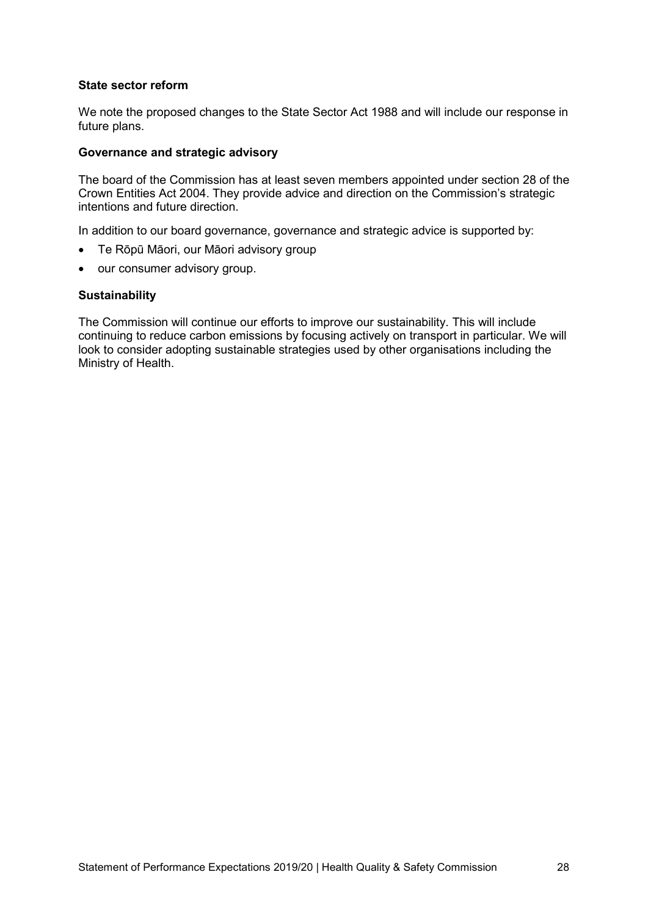### State sector reform

We note the proposed changes to the State Sector Act 1988 and will include our response in future plans.

### Governance and strategic advisory

The board of the Commission has at least seven members appointed under section 28 of the Crown Entities Act 2004. They provide advice and direction on the Commission's strategic intentions and future direction.

In addition to our board governance, governance and strategic advice is supported by:

- Te Rōpū Māori, our Māori advisory group
- our consumer advisory group.

### Sustainability

The Commission will continue our efforts to improve our sustainability. This will include continuing to reduce carbon emissions by focusing actively on transport in particular. We will look to consider adopting sustainable strategies used by other organisations including the Ministry of Health.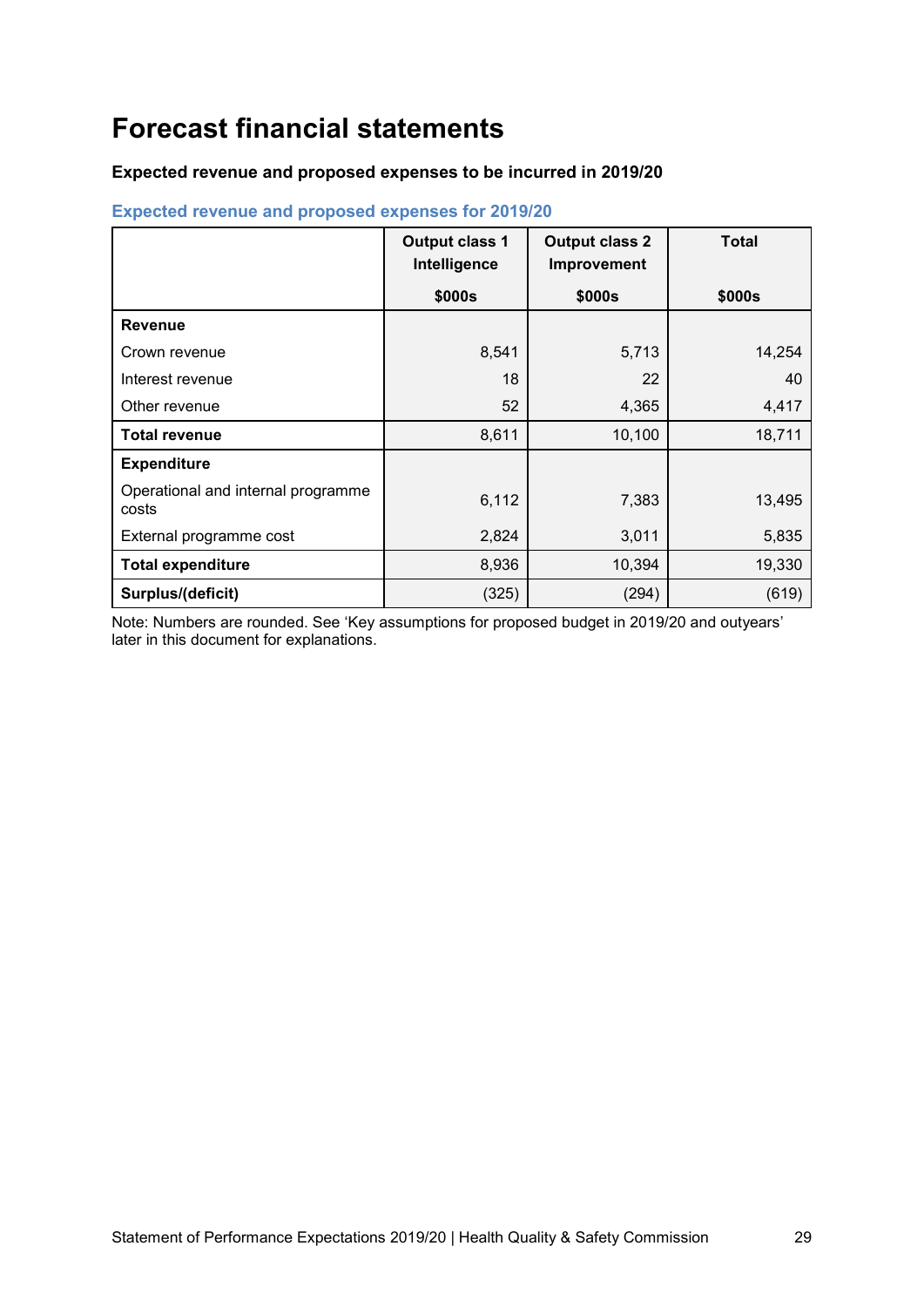# Forecast financial statements

**Expected revenue and proposed expenses to be incurred in 2019/20**

### Expected revenue and proposed expenses for 2019/20

| | Output class 1 Intelligence<br><br>$000s | Output class 2 Improvement<br><br>$000s | Total<br><br>$000s |
|---|---|---|---|
| **Revenue** | | | |
| Crown revenue | 8,541 | 5,713 | 14,254 |
| Interest revenue | 18 | 22 | 40 |
| Other revenue | 52 | 4,365 | 4,417 |
| **Total revenue** | 8,611 | 10,100 | 18,711 |
| **Expenditure** | | | |
| Operational and internal programme costs | 6,112 | 7,383 | 13,495 |
| External programme cost | 2,824 | 3,011 | 5,835 |
| **Total expenditure** | 8,936 | 10,394 | 19,330 |
| **Surplus/(deficit)** | (325) | (294) | (619) |

Note: Numbers are rounded. See 'Key assumptions for proposed budget in 2019/20 and outyears' later in this document for explanations.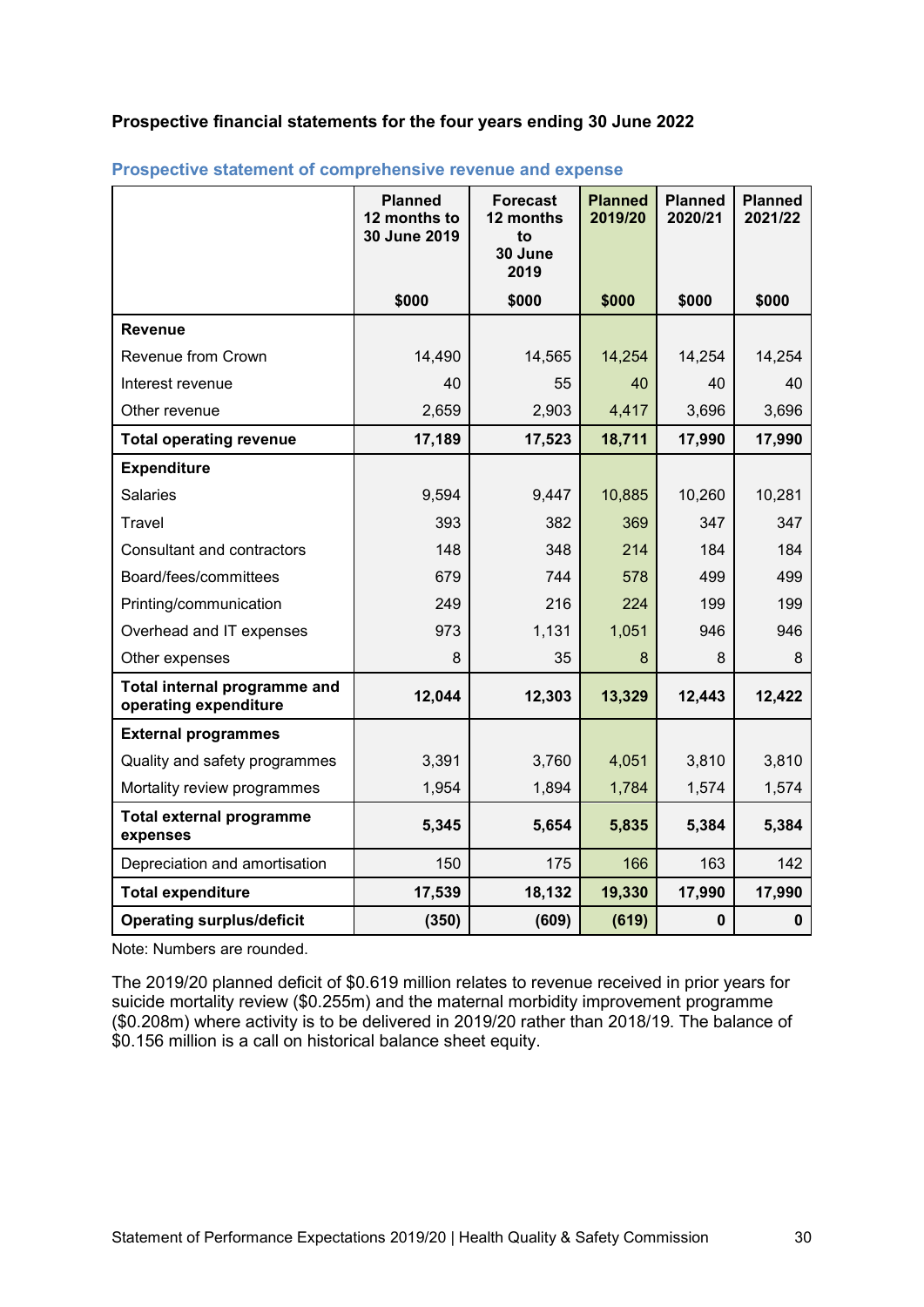**Prospective financial statements for the four years ending 30 June 2022**

### Prospective statement of comprehensive revenue and expense

| | Planned 12 months to 30 June 2019<br>$000 | Forecast 12 months to 30 June 2019<br>$000 | Planned 2019/20<br>$000 | Planned 2020/21<br>$000 | Planned 2021/22<br>$000 |
|---|---|---|---|---|---|
| **Revenue** | | | | | |
| Revenue from Crown | 14,490 | 14,565 | 14,254 | 14,254 | 14,254 |
| Interest revenue | 40 | 55 | 40 | 40 | 40 |
| Other revenue | 2,659 | 2,903 | 4,417 | 3,696 | 3,696 |
| **Total operating revenue** | **17,189** | **17,523** | **18,711** | **17,990** | **17,990** |
| **Expenditure** | | | | | |
| Salaries | 9,594 | 9,447 | 10,885 | 10,260 | 10,281 |
| Travel | 393 | 382 | 369 | 347 | 347 |
| Consultant and contractors | 148 | 348 | 214 | 184 | 184 |
| Board/fees/committees | 679 | 744 | 578 | 499 | 499 |
| Printing/communication | 249 | 216 | 224 | 199 | 199 |
| Overhead and IT expenses | 973 | 1,131 | 1,051 | 946 | 946 |
| Other expenses | 8 | 35 | 8 | 8 | 8 |
| **Total internal programme and operating expenditure** | **12,044** | **12,303** | **13,329** | **12,443** | **12,422** |
| **External programmes** | | | | | |
| Quality and safety programmes | 3,391 | 3,760 | 4,051 | 3,810 | 3,810 |
| Mortality review programmes | 1,954 | 1,894 | 1,784 | 1,574 | 1,574 |
| **Total external programme expenses** | **5,345** | **5,654** | **5,835** | **5,384** | **5,384** |
| Depreciation and amortisation | 150 | 175 | 166 | 163 | 142 |
| **Total expenditure** | **17,539** | **18,132** | **19,330** | **17,990** | **17,990** |
| **Operating surplus/deficit** | **(350)** | **(609)** | **(619)** | **0** | **0** |

Note: Numbers are rounded.

The 2019/20 planned deficit of $0.619 million relates to revenue received in prior years for suicide mortality review ($0.255m) and the maternal morbidity improvement programme ($0.208m) where activity is to be delivered in 2019/20 rather than 2018/19. The balance of $0.156 million is a call on historical balance sheet equity.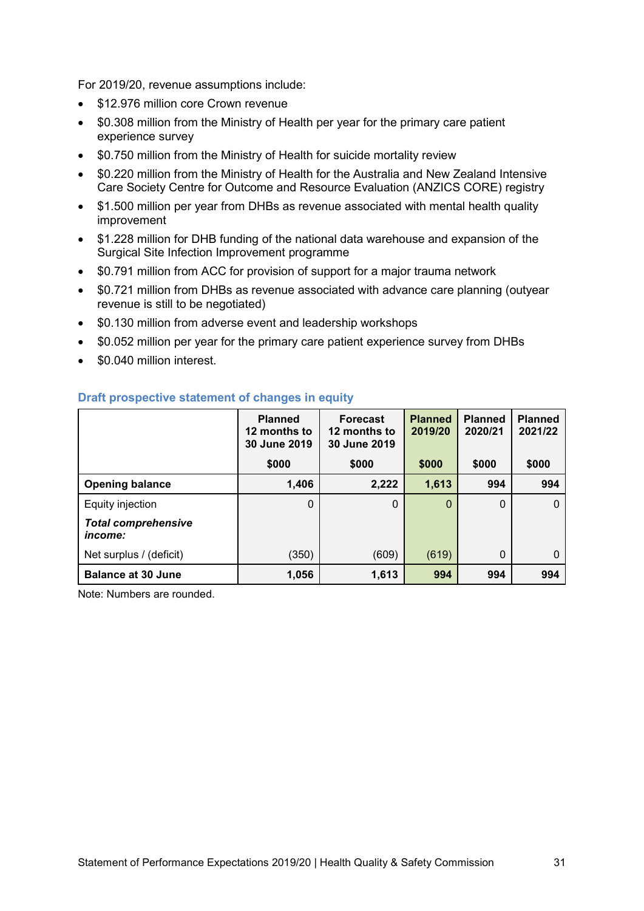For 2019/20, revenue assumptions include:

- $12.976 million core Crown revenue
- $0.308 million from the Ministry of Health per year for the primary care patient experience survey
- $0.750 million from the Ministry of Health for suicide mortality review
- $0.220 million from the Ministry of Health for the Australia and New Zealand Intensive Care Society Centre for Outcome and Resource Evaluation (ANZICS CORE) registry
- $1.500 million per year from DHBs as revenue associated with mental health quality improvement
- $1.228 million for DHB funding of the national data warehouse and expansion of the Surgical Site Infection Improvement programme
- $0.791 million from ACC for provision of support for a major trauma network
- $0.721 million from DHBs as revenue associated with advance care planning (outyear revenue is still to be negotiated)
- $0.130 million from adverse event and leadership workshops
- $0.052 million per year for the primary care patient experience survey from DHBs
- $0.040 million interest.

### Draft prospective statement of changes in equity

| | Planned 12 months to 30 June 2019 $000 | Forecast 12 months to 30 June 2019 $000 | Planned 2019/20 $000 | Planned 2020/21 $000 | Planned 2021/22 $000 |
|---|---|---|---|---|---|
| **Opening balance** | **1,406** | **2,222** | **1,613** | **994** | **994** |
| Equity injection | 0 | 0 | 0 | 0 | 0 |
| ***Total comprehensive income:*** | | | | | |
| Net surplus / (deficit) | (350) | (609) | (619) | 0 | 0 |
| **Balance at 30 June** | **1,056** | **1,613** | **994** | **994** | **994** |

Note: Numbers are rounded.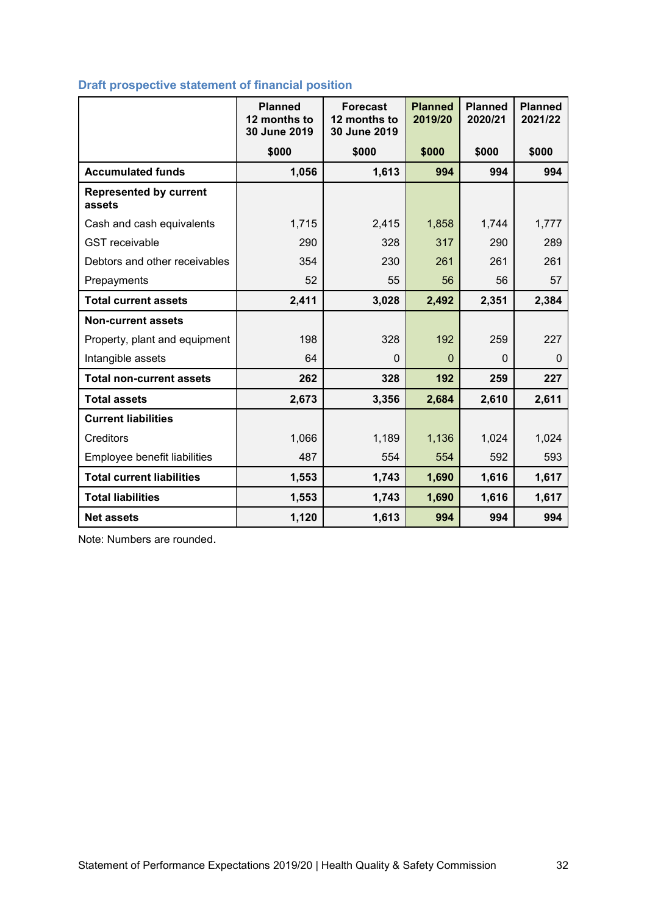### Draft prospective statement of financial position

| | Planned 12 months to 30 June 2019 | Forecast 12 months to 30 June 2019 | Planned 2019/20 | Planned 2020/21 | Planned 2021/22 |
|---|---|---|---|---|---|
| | $000 | $000 | $000 | $000 | $000 |
| **Accumulated funds** | **1,056** | **1,613** | **994** | **994** | **994** |
| **Represented by current assets** | | | | | |
| Cash and cash equivalents | 1,715 | 2,415 | 1,858 | 1,744 | 1,777 |
| GST receivable | 290 | 328 | 317 | 290 | 289 |
| Debtors and other receivables | 354 | 230 | 261 | 261 | 261 |
| Prepayments | 52 | 55 | 56 | 56 | 57 |
| **Total current assets** | **2,411** | **3,028** | **2,492** | **2,351** | **2,384** |
| **Non-current assets** | | | | | |
| Property, plant and equipment | 198 | 328 | 192 | 259 | 227 |
| Intangible assets | 64 | 0 | 0 | 0 | 0 |
| **Total non-current assets** | **262** | **328** | **192** | **259** | **227** |
| **Total assets** | **2,673** | **3,356** | **2,684** | **2,610** | **2,611** |
| **Current liabilities** | | | | | |
| Creditors | 1,066 | 1,189 | 1,136 | 1,024 | 1,024 |
| Employee benefit liabilities | 487 | 554 | 554 | 592 | 593 |
| **Total current liabilities** | **1,553** | **1,743** | **1,690** | **1,616** | **1,617** |
| **Total liabilities** | **1,553** | **1,743** | **1,690** | **1,616** | **1,617** |
| **Net assets** | **1,120** | **1,613** | **994** | **994** | **994** |

Note: Numbers are rounded.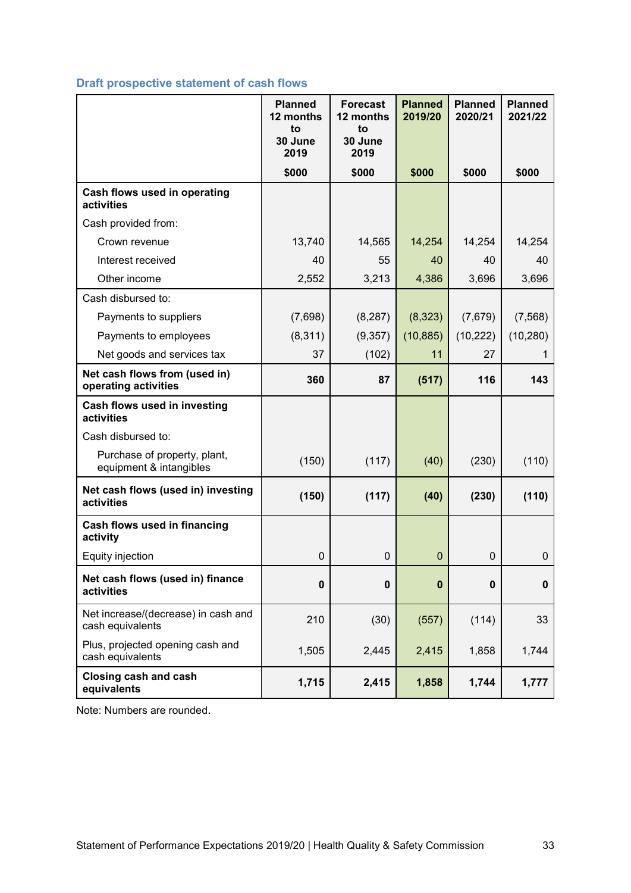## Draft prospective statement of cash flows

| | Planned 12 months to 30 June 2019 | Forecast 12 months to 30 June 2019 | Planned 2019/20 | Planned 2020/21 | Planned 2021/22 |
|---|---|---|---|---|---|
| | $000 | $000 | $000 | $000 | $000 |
| **Cash flows used in operating activities** | | | | | |
| Cash provided from: | | | | | |
| Crown revenue | 13,740 | 14,565 | 14,254 | 14,254 | 14,254 |
| Interest received | 40 | 55 | 40 | 40 | 40 |
| Other income | 2,552 | 3,213 | 4,386 | 3,696 | 3,696 |
| Cash disbursed to: | | | | | |
| Payments to suppliers | (7,698) | (8,287) | (8,323) | (7,679) | (7,568) |
| Payments to employees | (8,311) | (9,357) | (10,885) | (10,222) | (10,280) |
| Net goods and services tax | 37 | (102) | 11 | 27 | 1 |
| **Net cash flows from (used in) operating activities** | **360** | **87** | **(517)** | **116** | **143** |
| **Cash flows used in investing activities** | | | | | |
| Cash disbursed to: | | | | | |
| Purchase of property, plant, equipment & intangibles | (150) | (117) | (40) | (230) | (110) |
| **Net cash flows (used in) investing activities** | **(150)** | **(117)** | **(40)** | **(230)** | **(110)** |
| **Cash flows used in financing activity** | | | | | |
| Equity injection | 0 | 0 | 0 | 0 | 0 |
| **Net cash flows (used in) finance activities** | **0** | **0** | **0** | **0** | **0** |
| Net increase/(decrease) in cash and cash equivalents | 210 | (30) | (557) | (114) | 33 |
| Plus, projected opening cash and cash equivalents | 1,505 | 2,445 | 2,415 | 1,858 | 1,744 |
| **Closing cash and cash equivalents** | **1,715** | **2,415** | **1,858** | **1,744** | **1,777** |

Note: Numbers are rounded.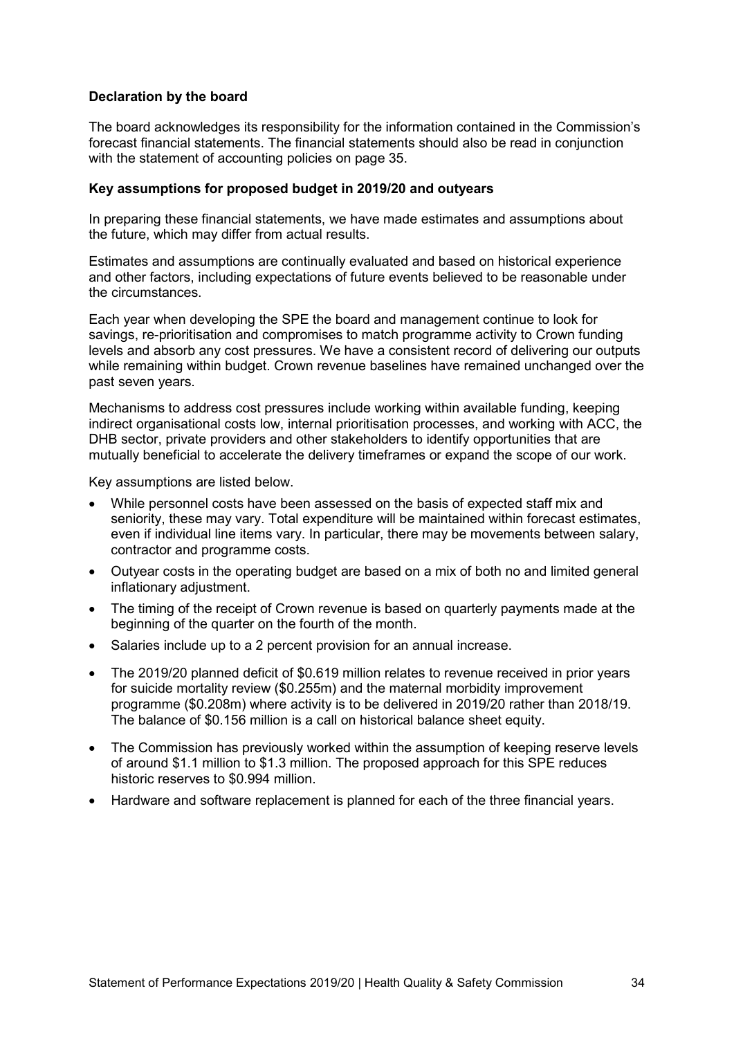**Declaration by the board**

The board acknowledges its responsibility for the information contained in the Commission's forecast financial statements. The financial statements should also be read in conjunction with the statement of accounting policies on page 35.

**Key assumptions for proposed budget in 2019/20 and outyears**

In preparing these financial statements, we have made estimates and assumptions about the future, which may differ from actual results.

Estimates and assumptions are continually evaluated and based on historical experience and other factors, including expectations of future events believed to be reasonable under the circumstances.

Each year when developing the SPE the board and management continue to look for savings, re-prioritisation and compromises to match programme activity to Crown funding levels and absorb any cost pressures. We have a consistent record of delivering our outputs while remaining within budget. Crown revenue baselines have remained unchanged over the past seven years.

Mechanisms to address cost pressures include working within available funding, keeping indirect organisational costs low, internal prioritisation processes, and working with ACC, the DHB sector, private providers and other stakeholders to identify opportunities that are mutually beneficial to accelerate the delivery timeframes or expand the scope of our work.

Key assumptions are listed below.

- While personnel costs have been assessed on the basis of expected staff mix and seniority, these may vary. Total expenditure will be maintained within forecast estimates, even if individual line items vary. In particular, there may be movements between salary, contractor and programme costs.
- Outyear costs in the operating budget are based on a mix of both no and limited general inflationary adjustment.
- The timing of the receipt of Crown revenue is based on quarterly payments made at the beginning of the quarter on the fourth of the month.
- Salaries include up to a 2 percent provision for an annual increase.
- The 2019/20 planned deficit of $0.619 million relates to revenue received in prior years for suicide mortality review ($0.255m) and the maternal morbidity improvement programme ($0.208m) where activity is to be delivered in 2019/20 rather than 2018/19. The balance of $0.156 million is a call on historical balance sheet equity.
- The Commission has previously worked within the assumption of keeping reserve levels of around $1.1 million to $1.3 million. The proposed approach for this SPE reduces historic reserves to $0.994 million.
- Hardware and software replacement is planned for each of the three financial years.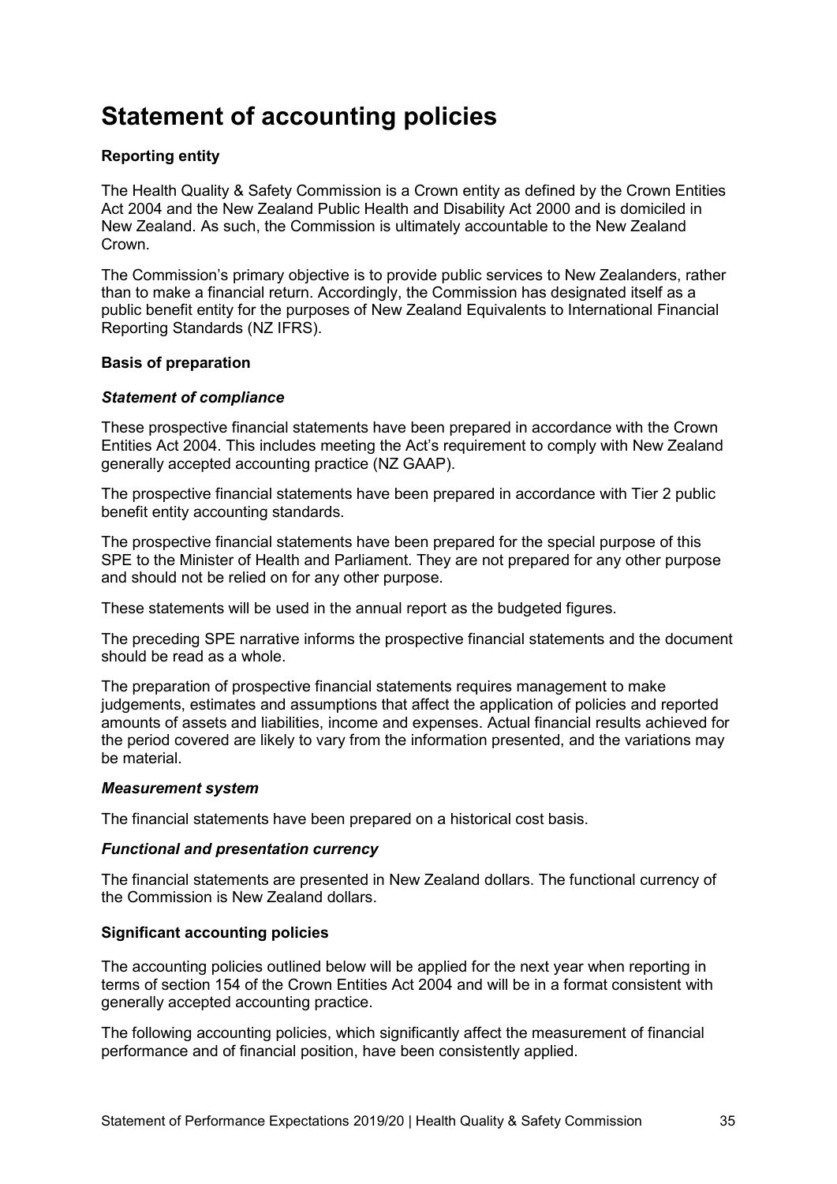# Statement of accounting policies

### Reporting entity

The Health Quality & Safety Commission is a Crown entity as defined by the Crown Entities Act 2004 and the New Zealand Public Health and Disability Act 2000 and is domiciled in New Zealand. As such, the Commission is ultimately accountable to the New Zealand Crown.

The Commission's primary objective is to provide public services to New Zealanders, rather than to make a financial return. Accordingly, the Commission has designated itself as a public benefit entity for the purposes of New Zealand Equivalents to International Financial Reporting Standards (NZ IFRS).

### Basis of preparation

#### *Statement of compliance*

These prospective financial statements have been prepared in accordance with the Crown Entities Act 2004. This includes meeting the Act's requirement to comply with New Zealand generally accepted accounting practice (NZ GAAP).

The prospective financial statements have been prepared in accordance with Tier 2 public benefit entity accounting standards.

The prospective financial statements have been prepared for the special purpose of this SPE to the Minister of Health and Parliament. They are not prepared for any other purpose and should not be relied on for any other purpose.

These statements will be used in the annual report as the budgeted figures.

The preceding SPE narrative informs the prospective financial statements and the document should be read as a whole.

The preparation of prospective financial statements requires management to make judgements, estimates and assumptions that affect the application of policies and reported amounts of assets and liabilities, income and expenses. Actual financial results achieved for the period covered are likely to vary from the information presented, and the variations may be material.

#### *Measurement system*

The financial statements have been prepared on a historical cost basis.

#### *Functional and presentation currency*

The financial statements are presented in New Zealand dollars. The functional currency of the Commission is New Zealand dollars.

### Significant accounting policies

The accounting policies outlined below will be applied for the next year when reporting in terms of section 154 of the Crown Entities Act 2004 and will be in a format consistent with generally accepted accounting practice.

The following accounting policies, which significantly affect the measurement of financial performance and of financial position, have been consistently applied.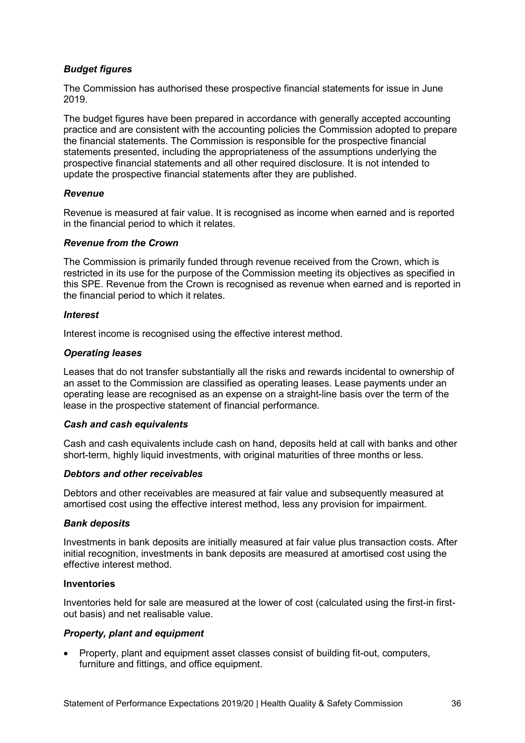***Budget figures***

The Commission has authorised these prospective financial statements for issue in June 2019.

The budget figures have been prepared in accordance with generally accepted accounting practice and are consistent with the accounting policies the Commission adopted to prepare the financial statements. The Commission is responsible for the prospective financial statements presented, including the appropriateness of the assumptions underlying the prospective financial statements and all other required disclosure. It is not intended to update the prospective financial statements after they are published.

***Revenue***

Revenue is measured at fair value. It is recognised as income when earned and is reported in the financial period to which it relates.

***Revenue from the Crown***

The Commission is primarily funded through revenue received from the Crown, which is restricted in its use for the purpose of the Commission meeting its objectives as specified in this SPE. Revenue from the Crown is recognised as revenue when earned and is reported in the financial period to which it relates.

***Interest***

Interest income is recognised using the effective interest method.

***Operating leases***

Leases that do not transfer substantially all the risks and rewards incidental to ownership of an asset to the Commission are classified as operating leases. Lease payments under an operating lease are recognised as an expense on a straight-line basis over the term of the lease in the prospective statement of financial performance.

***Cash and cash equivalents***

Cash and cash equivalents include cash on hand, deposits held at call with banks and other short-term, highly liquid investments, with original maturities of three months or less.

***Debtors and other receivables***

Debtors and other receivables are measured at fair value and subsequently measured at amortised cost using the effective interest method, less any provision for impairment.

***Bank deposits***

Investments in bank deposits are initially measured at fair value plus transaction costs. After initial recognition, investments in bank deposits are measured at amortised cost using the effective interest method.

**Inventories**

Inventories held for sale are measured at the lower of cost (calculated using the first-in first-out basis) and net realisable value.

***Property, plant and equipment***

- Property, plant and equipment asset classes consist of building fit-out, computers, furniture and fittings, and office equipment.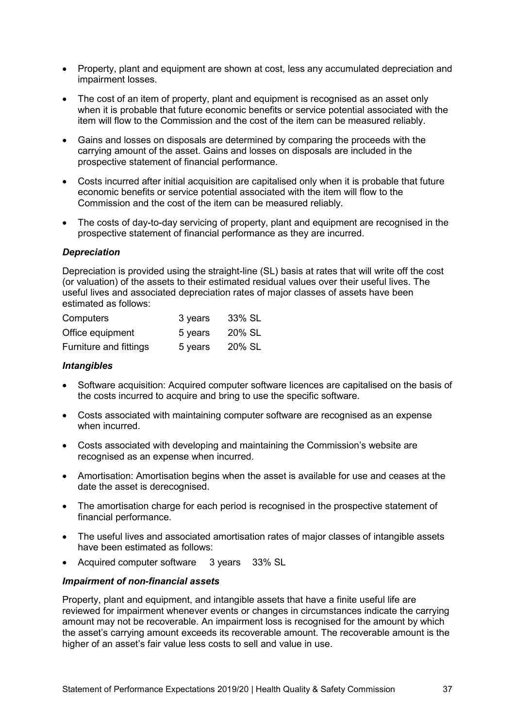- Property, plant and equipment are shown at cost, less any accumulated depreciation and impairment losses.
- The cost of an item of property, plant and equipment is recognised as an asset only when it is probable that future economic benefits or service potential associated with the item will flow to the Commission and the cost of the item can be measured reliably.
- Gains and losses on disposals are determined by comparing the proceeds with the carrying amount of the asset. Gains and losses on disposals are included in the prospective statement of financial performance.
- Costs incurred after initial acquisition are capitalised only when it is probable that future economic benefits or service potential associated with the item will flow to the Commission and the cost of the item can be measured reliably.
- The costs of day-to-day servicing of property, plant and equipment are recognised in the prospective statement of financial performance as they are incurred.

***Depreciation***

Depreciation is provided using the straight-line (SL) basis at rates that will write off the cost (or valuation) of the assets to their estimated residual values over their useful lives. The useful lives and associated depreciation rates of major classes of assets have been estimated as follows:

| | | |
|---|---|---|
| Computers | 3 years | 33% SL |
| Office equipment | 5 years | 20% SL |
| Furniture and fittings | 5 years | 20% SL |

***Intangibles***

- Software acquisition: Acquired computer software licences are capitalised on the basis of the costs incurred to acquire and bring to use the specific software.
- Costs associated with maintaining computer software are recognised as an expense when incurred.
- Costs associated with developing and maintaining the Commission's website are recognised as an expense when incurred.
- Amortisation: Amortisation begins when the asset is available for use and ceases at the date the asset is derecognised.
- The amortisation charge for each period is recognised in the prospective statement of financial performance.
- The useful lives and associated amortisation rates of major classes of intangible assets have been estimated as follows:
- Acquired computer software 3 years 33% SL

***Impairment of non-financial assets***

Property, plant and equipment, and intangible assets that have a finite useful life are reviewed for impairment whenever events or changes in circumstances indicate the carrying amount may not be recoverable. An impairment loss is recognised for the amount by which the asset's carrying amount exceeds its recoverable amount. The recoverable amount is the higher of an asset's fair value less costs to sell and value in use.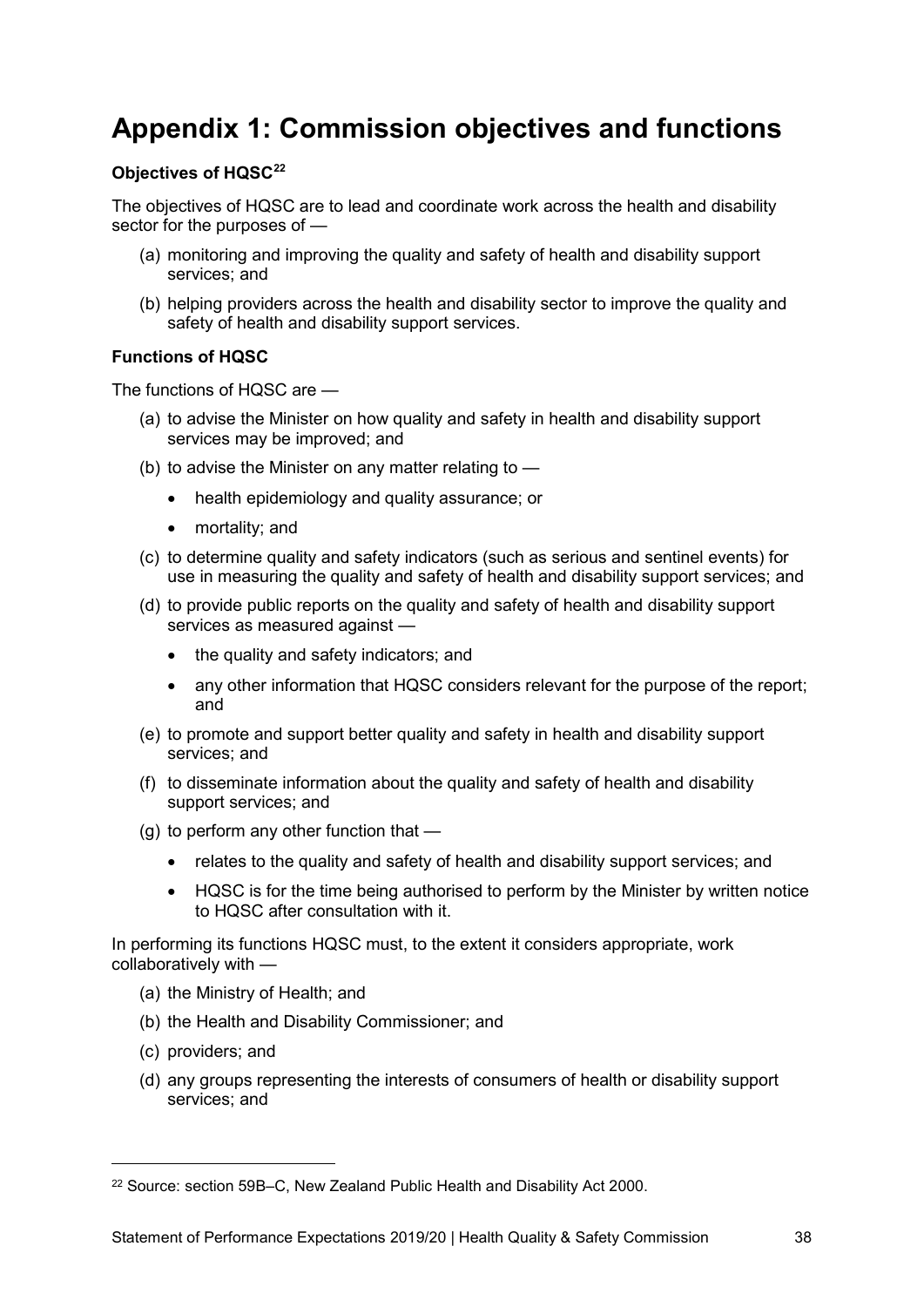# Appendix 1: Commission objectives and functions

**Objectives of HQSC[22]**

The objectives of HQSC are to lead and coordinate work across the health and disability sector for the purposes of —

(a) monitoring and improving the quality and safety of health and disability support services; and

(b) helping providers across the health and disability sector to improve the quality and safety of health and disability support services.

**Functions of HQSC**

The functions of HQSC are —

(a) to advise the Minister on how quality and safety in health and disability support services may be improved; and

(b) to advise the Minister on any matter relating to —

- health epidemiology and quality assurance; or
- mortality; and

(c) to determine quality and safety indicators (such as serious and sentinel events) for use in measuring the quality and safety of health and disability support services; and

(d) to provide public reports on the quality and safety of health and disability support services as measured against —

- the quality and safety indicators; and
- any other information that HQSC considers relevant for the purpose of the report; and

(e) to promote and support better quality and safety in health and disability support services; and

(f) to disseminate information about the quality and safety of health and disability support services; and

(g) to perform any other function that —

- relates to the quality and safety of health and disability support services; and
- HQSC is for the time being authorised to perform by the Minister by written notice to HQSC after consultation with it.

In performing its functions HQSC must, to the extent it considers appropriate, work collaboratively with —

(a) the Ministry of Health; and

(b) the Health and Disability Commissioner; and

(c) providers; and

(d) any groups representing the interests of consumers of health or disability support services; and

---

[22] Source: section 59B–C, New Zealand Public Health and Disability Act 2000.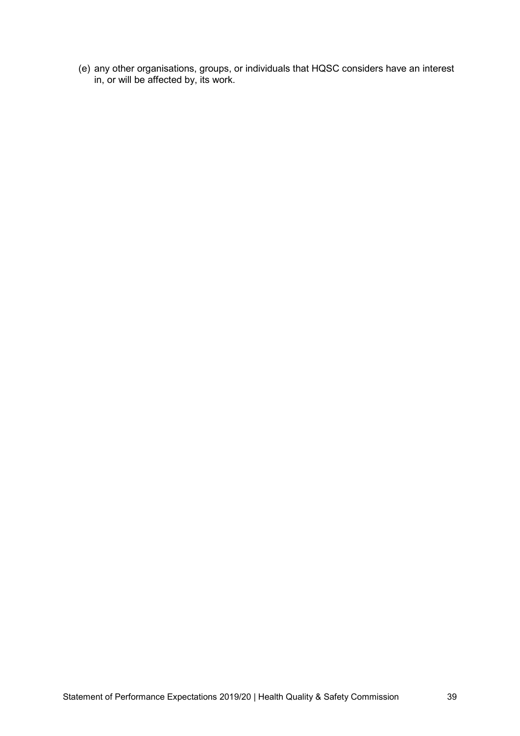(e) any other organisations, groups, or individuals that HQSC considers have an interest in, or will be affected by, its work.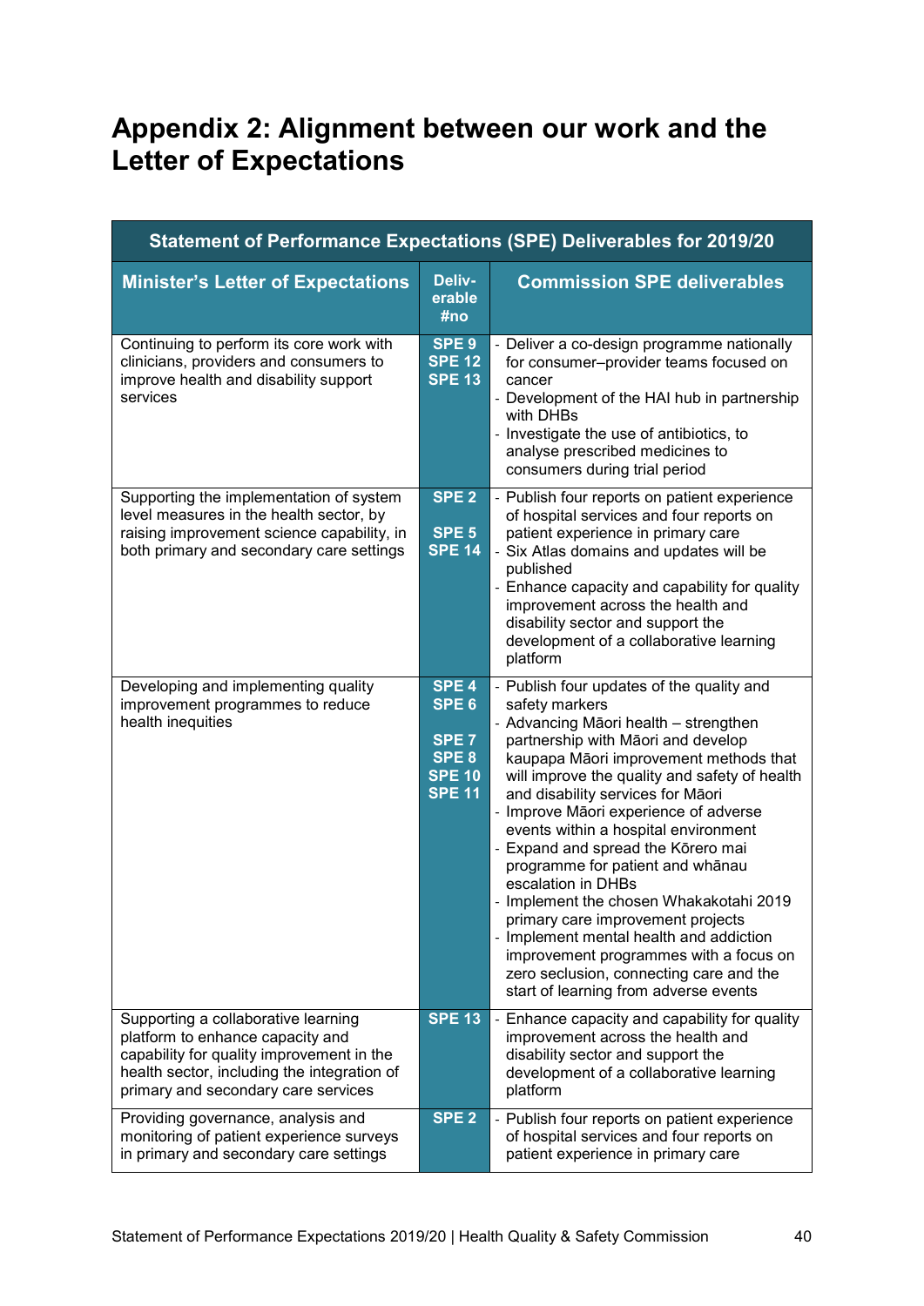# Appendix 2: Alignment between our work and the Letter of Expectations

| Statement of Performance Expectations (SPE) Deliverables for 2019/20 | | |
|---|---|---|
| **Minister's Letter of Expectations** | **Deliv-erable #no** | **Commission SPE deliverables** |
| Continuing to perform its core work with clinicians, providers and consumers to improve health and disability support services | SPE 9<br>SPE 12<br>SPE 13 | - Deliver a co-design programme nationally for consumer–provider teams focused on cancer<br>- Development of the HAI hub in partnership with DHBs<br>- Investigate the use of antibiotics, to analyse prescribed medicines to consumers during trial period |
| Supporting the implementation of system level measures in the health sector, by raising improvement science capability, in both primary and secondary care settings | SPE 2<br><br>SPE 5<br>SPE 14 | - Publish four reports on patient experience of hospital services and four reports on patient experience in primary care<br>- Six Atlas domains and updates will be published<br>- Enhance capacity and capability for quality improvement across the health and disability sector and support the development of a collaborative learning platform |
| Developing and implementing quality improvement programmes to reduce health inequities | SPE 4<br>SPE 6<br><br>SPE 7<br>SPE 8<br>SPE 10<br>SPE 11 | - Publish four updates of the quality and safety markers<br>- Advancing Māori health – strengthen partnership with Māori and develop kaupapa Māori improvement methods that will improve the quality and safety of health and disability services for Māori<br>- Improve Māori experience of adverse events within a hospital environment<br>- Expand and spread the Kōrero mai programme for patient and whānau escalation in DHBs<br>- Implement the chosen Whakakotahi 2019 primary care improvement projects<br>- Implement mental health and addiction improvement programmes with a focus on zero seclusion, connecting care and the start of learning from adverse events |
| Supporting a collaborative learning platform to enhance capacity and capability for quality improvement in the health sector, including the integration of primary and secondary care services | SPE 13 | - Enhance capacity and capability for quality improvement across the health and disability sector and support the development of a collaborative learning platform |
| Providing governance, analysis and monitoring of patient experience surveys in primary and secondary care settings | SPE 2 | - Publish four reports on patient experience of hospital services and four reports on patient experience in primary care |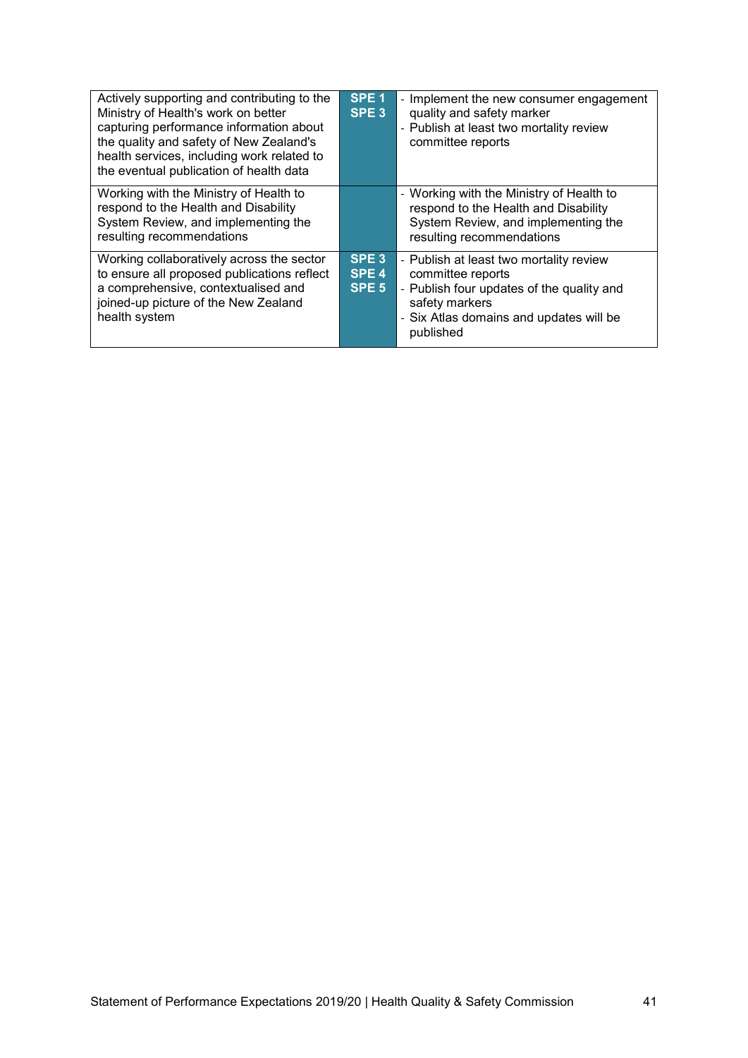| | | |
|---|---|---|
| Actively supporting and contributing to the Ministry of Health's work on better capturing performance information about the quality and safety of New Zealand's health services, including work related to the eventual publication of health data | **SPE 1**<br>**SPE 3** | - Implement the new consumer engagement quality and safety marker<br>- Publish at least two mortality review committee reports |
| Working with the Ministry of Health to respond to the Health and Disability System Review, and implementing the resulting recommendations | | - Working with the Ministry of Health to respond to the Health and Disability System Review, and implementing the resulting recommendations |
| Working collaboratively across the sector to ensure all proposed publications reflect a comprehensive, contextualised and joined-up picture of the New Zealand health system | **SPE 3**<br>**SPE 4**<br>**SPE 5** | - Publish at least two mortality review committee reports<br>- Publish four updates of the quality and safety markers<br>- Six Atlas domains and updates will be published |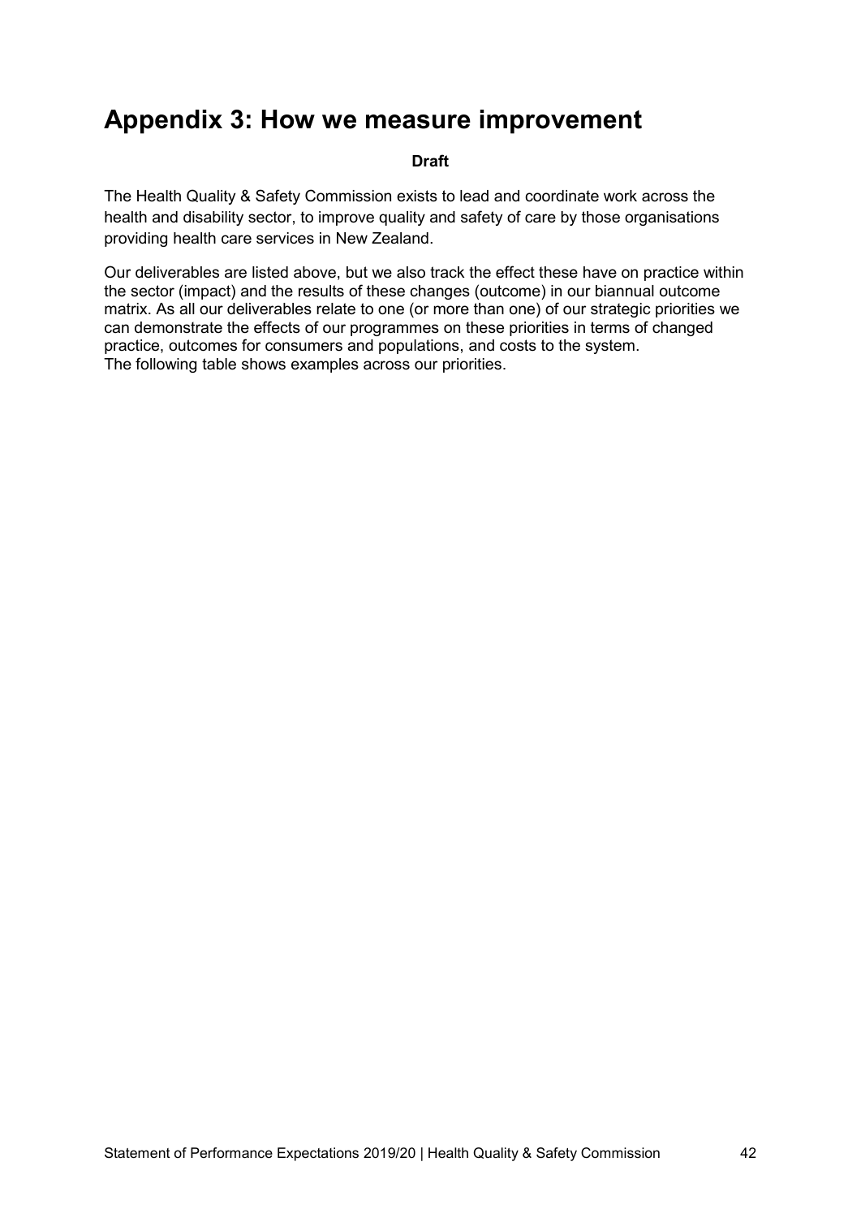# Appendix 3: How we measure improvement

**Draft**

The Health Quality & Safety Commission exists to lead and coordinate work across the health and disability sector, to improve quality and safety of care by those organisations providing health care services in New Zealand.

Our deliverables are listed above, but we also track the effect these have on practice within the sector (impact) and the results of these changes (outcome) in our biannual outcome matrix. As all our deliverables relate to one (or more than one) of our strategic priorities we can demonstrate the effects of our programmes on these priorities in terms of changed practice, outcomes for consumers and populations, and costs to the system.
The following table shows examples across our priorities.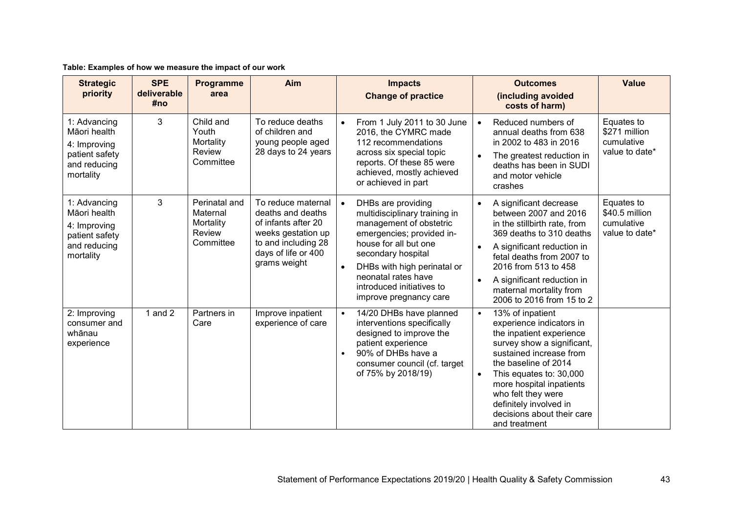**Table: Examples of how we measure the impact of our work**

| Strategic priority | SPE deliverable #no | Programme area | Aim | Impacts<br>Change of practice | Outcomes<br>(including avoided costs of harm) | Value |
|---|---|---|---|---|---|---|
| 1: Advancing Māori health<br>4: Improving patient safety and reducing mortality | 3 | Child and Youth Mortality Review Committee | To reduce deaths of children and young people aged 28 days to 24 years | • From 1 July 2011 to 30 June 2016, the CYMRC made 112 recommendations across six special topic reports. Of these 85 were achieved, mostly achieved or achieved in part | • Reduced numbers of annual deaths from 638 in 2002 to 483 in 2016<br>• The greatest reduction in deaths has been in SUDI and motor vehicle crashes | Equates to $271 million cumulative value to date* |
| 1: Advancing Māori health<br>4: Improving patient safety and reducing mortality | 3 | Perinatal and Maternal Mortality Review Committee | To reduce maternal deaths and deaths of infants after 20 weeks gestation up to and including 28 days of life or 400 grams weight | • DHBs are providing multidisciplinary training in management of obstetric emergencies; provided in-house for all but one secondary hospital<br>• DHBs with high perinatal or neonatal rates have introduced initiatives to improve pregnancy care | • A significant decrease between 2007 and 2016 in the stillbirth rate, from 369 deaths to 310 deaths<br>• A significant reduction in fetal deaths from 2007 to 2016 from 513 to 458<br>• A significant reduction in maternal mortality from 2006 to 2016 from 15 to 2 | Equates to $40.5 million cumulative value to date* |
| 2: Improving consumer and whānau experience | 1 and 2 | Partners in Care | Improve inpatient experience of care | • 14/20 DHBs have planned interventions specifically designed to improve the patient experience<br>• 90% of DHBs have a consumer council (cf. target of 75% by 2018/19) | • 13% of inpatient experience indicators in the inpatient experience survey show a significant, sustained increase from the baseline of 2014<br>• This equates to: 30,000 more hospital inpatients who felt they were definitely involved in decisions about their care and treatment | |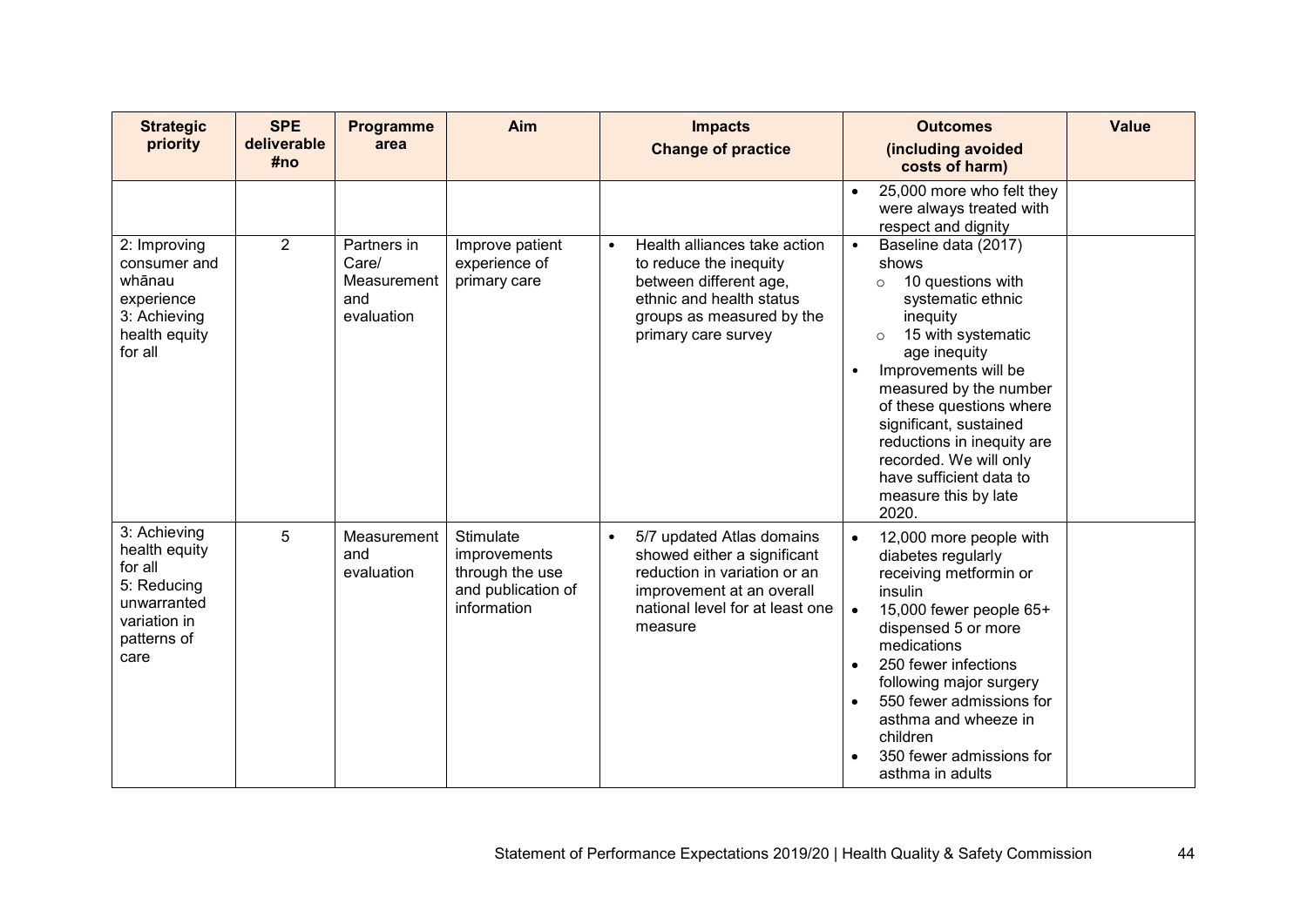| Strategic priority | SPE deliverable #no | Programme area | Aim | Impacts<br>Change of practice | Outcomes<br>(including avoided costs of harm) | Value |
|---|---|---|---|---|---|---|
| | | | | | • 25,000 more who felt they were always treated with respect and dignity | |
| 2: Improving consumer and whānau experience<br>3: Achieving health equity for all | 2 | Partners in Care/ Measurement and evaluation | Improve patient experience of primary care | • Health alliances take action to reduce the inequity between different age, ethnic and health status groups as measured by the primary care survey | • Baseline data (2017) shows<br>  ○ 10 questions with systematic ethnic inequity<br>  ○ 15 with systematic age inequity<br>• Improvements will be measured by the number of these questions where significant, sustained reductions in inequity are recorded. We will only have sufficient data to measure this by late 2020. | |
| 3: Achieving health equity for all<br>5: Reducing unwarranted variation in patterns of care | 5 | Measurement and evaluation | Stimulate improvements through the use and publication of information | • 5/7 updated Atlas domains showed either a significant reduction in variation or an improvement at an overall national level for at least one measure | • 12,000 more people with diabetes regularly receiving metformin or insulin<br>• 15,000 fewer people 65+ dispensed 5 or more medications<br>• 250 fewer infections following major surgery<br>• 550 fewer admissions for asthma and wheeze in children<br>• 350 fewer admissions for asthma in adults | |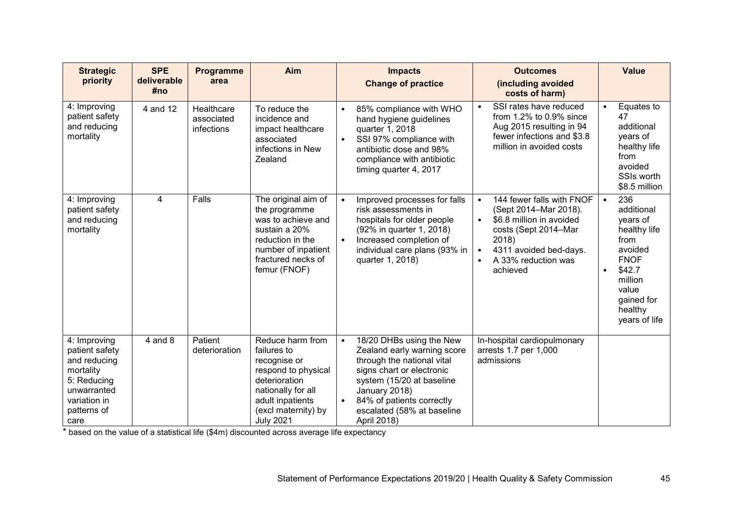| Strategic priority | SPE deliverable #no | Programme area | Aim | Impacts Change of practice | Outcomes (including avoided costs of harm) | Value |
|---|---|---|---|---|---|---|
| 4: Improving patient safety and reducing mortality | 4 and 12 | Healthcare associated infections | To reduce the incidence and impact healthcare associated infections in New Zealand | • 85% compliance with WHO hand hygiene guidelines quarter 1, 2018<br>• SSI 97% compliance with antibiotic dose and 98% compliance with antibiotic timing quarter 4, 2017 | • SSI rates have reduced from 1.2% to 0.9% since Aug 2015 resulting in 94 fewer infections and $3.8 million in avoided costs | • Equates to 47 additional years of healthy life from avoided SSIs worth $8.5 million |
| 4: Improving patient safety and reducing mortality | 4 | Falls | The original aim of the programme was to achieve and sustain a 20% reduction in the number of inpatient fractured necks of femur (FNOF) | • Improved processes for falls risk assessments in hospitals for older people (92% in quarter 1, 2018)<br>• Increased completion of individual care plans (93% in quarter 1, 2018) | • 144 fewer falls with FNOF (Sept 2014–Mar 2018).<br>• $6.8 million in avoided costs (Sept 2014–Mar 2018)<br>• 4311 avoided bed-days.<br>• A 33% reduction was achieved | • 236 additional years of healthy life from avoided FNOF<br>• $42.7 million value gained for healthy years of life |
| 4: Improving patient safety and reducing mortality<br>5: Reducing unwarranted variation in patterns of care | 4 and 8 | Patient deterioration | Reduce harm from failures to recognise or respond to physical deterioration nationally for all adult inpatients (excl maternity) by July 2021 | • 18/20 DHBs using the New Zealand early warning score through the national vital signs chart or electronic system (15/20 at baseline January 2018)<br>• 84% of patients correctly escalated (58% at baseline April 2018) | In-hospital cardiopulmonary arrests 1.7 per 1,000 admissions | |

* based on the value of a statistical life ($4m) discounted across average life expectancy